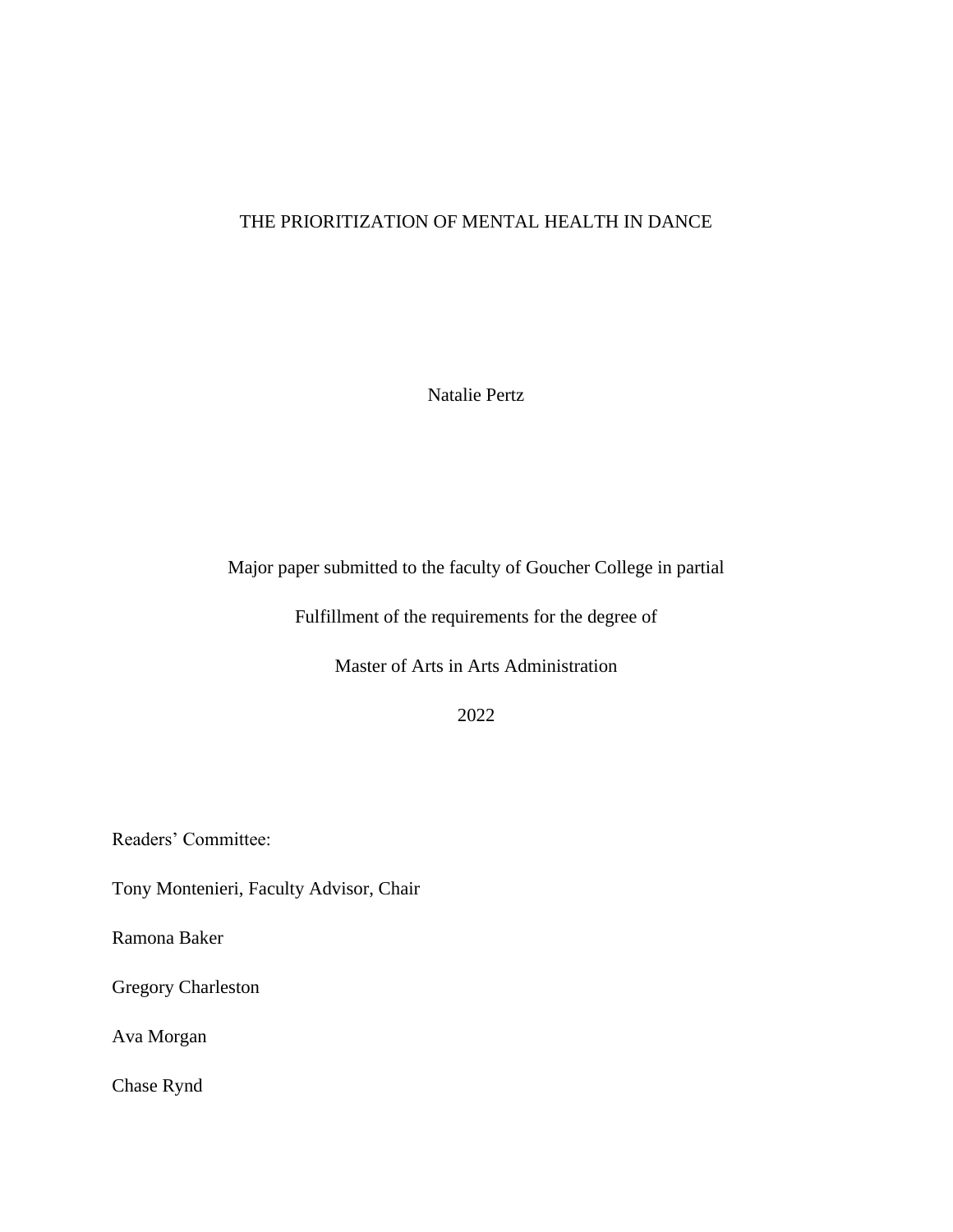# THE PRIORITIZATION OF MENTAL HEALTH IN DANCE

Natalie Pertz

Major paper submitted to the faculty of Goucher College in partial

Fulfillment of the requirements for the degree of

Master of Arts in Arts Administration

2022

Readers' Committee:

Tony Montenieri, Faculty Advisor, Chair

Ramona Baker

Gregory Charleston

Ava Morgan

Chase Rynd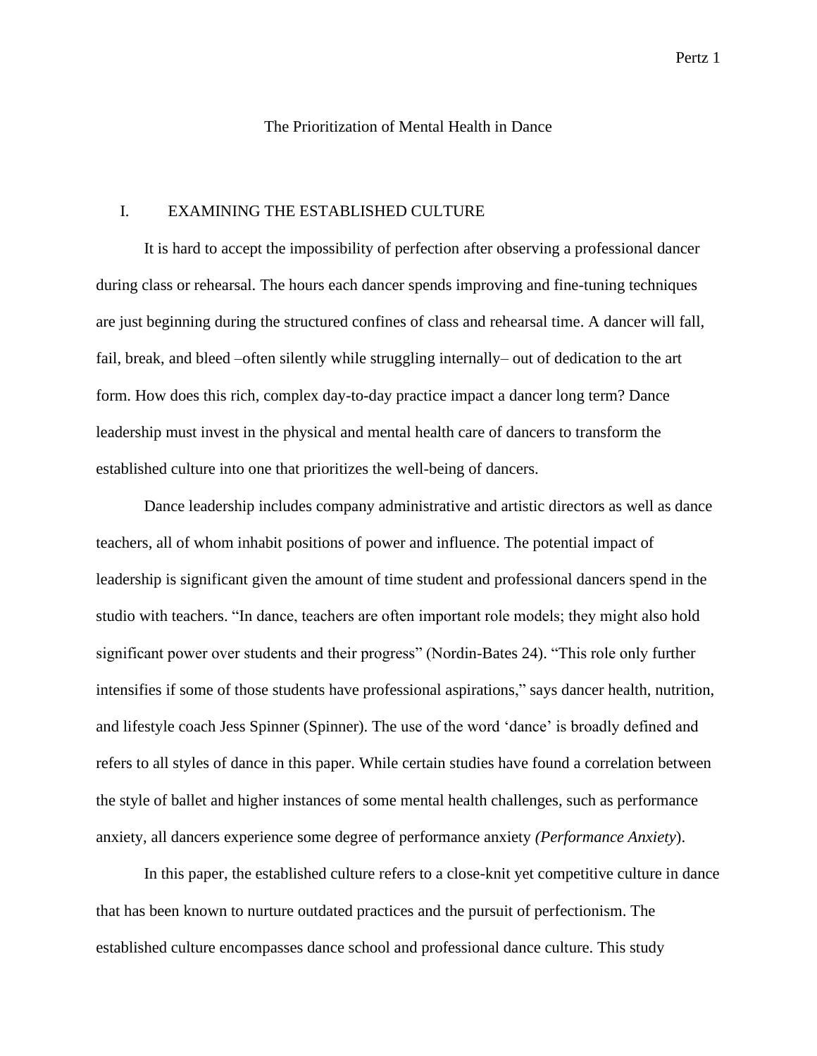# The Prioritization of Mental Health in Dance

## I. EXAMINING THE ESTABLISHED CULTURE

It is hard to accept the impossibility of perfection after observing a professional dancer during class or rehearsal. The hours each dancer spends improving and fine-tuning techniques are just beginning during the structured confines of class and rehearsal time. A dancer will fall, fail, break, and bleed –often silently while struggling internally– out of dedication to the art form. How does this rich, complex day-to-day practice impact a dancer long term? Dance leadership must invest in the physical and mental health care of dancers to transform the established culture into one that prioritizes the well-being of dancers.

Dance leadership includes company administrative and artistic directors as well as dance teachers, all of whom inhabit positions of power and influence. The potential impact of leadership is significant given the amount of time student and professional dancers spend in the studio with teachers. "In dance, teachers are often important role models; they might also hold significant power over students and their progress" (Nordin-Bates 24). "This role only further intensifies if some of those students have professional aspirations," says dancer health, nutrition, and lifestyle coach Jess Spinner (Spinner). The use of the word 'dance' is broadly defined and refers to all styles of dance in this paper. While certain studies have found a correlation between the style of ballet and higher instances of some mental health challenges, such as performance anxiety, all dancers experience some degree of performance anxiety *(Performance Anxiety*).

In this paper, the established culture refers to a close-knit yet competitive culture in dance that has been known to nurture outdated practices and the pursuit of perfectionism. The established culture encompasses dance school and professional dance culture. This study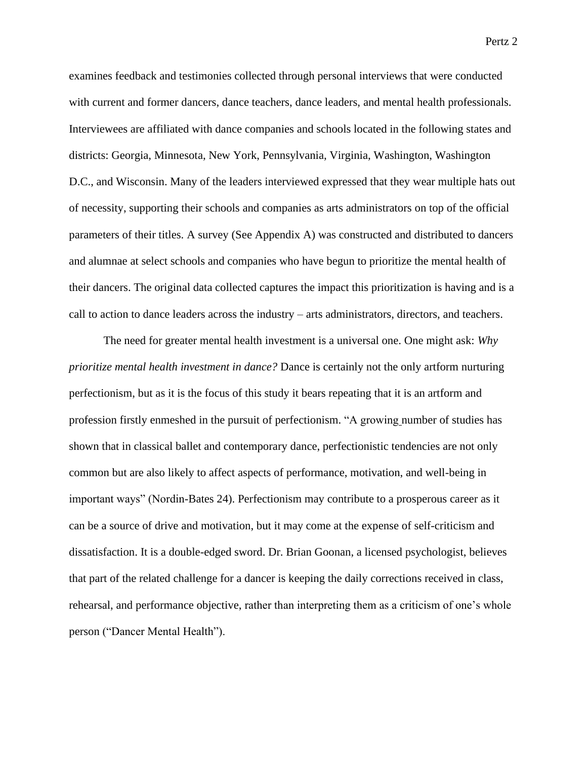examines feedback and testimonies collected through personal interviews that were conducted with current and former dancers, dance teachers, dance leaders, and mental health professionals. Interviewees are affiliated with dance companies and schools located in the following states and districts: Georgia, Minnesota, New York, Pennsylvania, Virginia, Washington, Washington D.C., and Wisconsin. Many of the leaders interviewed expressed that they wear multiple hats out of necessity, supporting their schools and companies as arts administrators on top of the official parameters of their titles. A survey (See Appendix A) was constructed and distributed to dancers and alumnae at select schools and companies who have begun to prioritize the mental health of their dancers. The original data collected captures the impact this prioritization is having and is a call to action to dance leaders across the industry – arts administrators, directors, and teachers.

The need for greater mental health investment is a universal one. One might ask: *Why prioritize mental health investment in dance?* Dance is certainly not the only artform nurturing perfectionism, but as it is the focus of this study it bears repeating that it is an artform and profession firstly enmeshed in the pursuit of perfectionism. "A growing number of studies has shown that in classical ballet and contemporary dance, perfectionistic tendencies are not only common but are also likely to affect aspects of performance, motivation, and well-being in important ways" (Nordin-Bates 24). Perfectionism may contribute to a prosperous career as it can be a source of drive and motivation, but it may come at the expense of self-criticism and dissatisfaction. It is a double-edged sword. Dr. Brian Goonan, a licensed psychologist, believes that part of the related challenge for a dancer is keeping the daily corrections received in class, rehearsal, and performance objective, rather than interpreting them as a criticism of one's whole person ("Dancer Mental Health").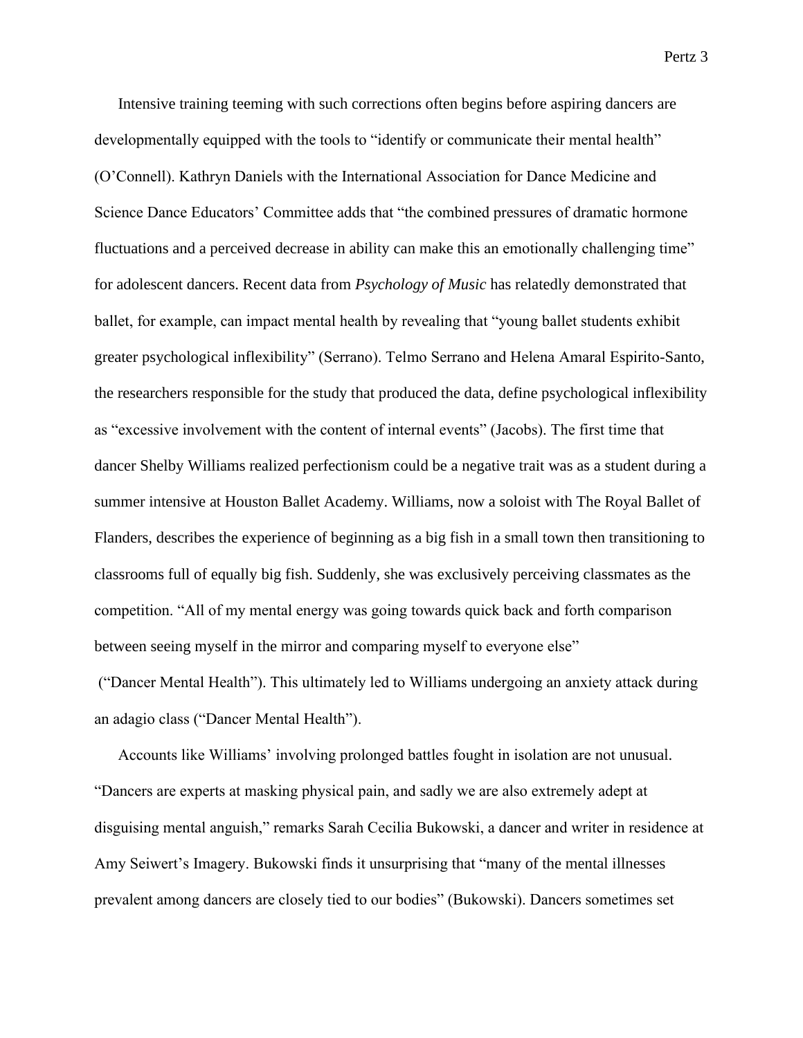Intensive training teeming with such corrections often begins before aspiring dancers are developmentally equipped with the tools to "identify or communicate their mental health" (O'Connell). Kathryn Daniels with the International Association for Dance Medicine and Science Dance Educators' Committee adds that "the combined pressures of dramatic hormone fluctuations and a perceived decrease in ability can make this an emotionally challenging time" for adolescent dancers. Recent data from *Psychology of Music* has relatedly demonstrated that ballet, for example, can impact mental health by revealing that "young ballet students exhibit greater psychological inflexibility" (Serrano). Telmo Serrano and Helena Amaral Espirito-Santo, the researchers responsible for the study that produced the data, define psychological inflexibility as "excessive involvement with the content of internal events" (Jacobs). The first time that dancer Shelby Williams realized perfectionism could be a negative trait was as a student during a summer intensive at Houston Ballet Academy. Williams, now a soloist with The Royal Ballet of Flanders, describes the experience of beginning as a big fish in a small town then transitioning to classrooms full of equally big fish. Suddenly, she was exclusively perceiving classmates as the competition. "All of my mental energy was going towards quick back and forth comparison between seeing myself in the mirror and comparing myself to everyone else" ("Dancer Mental Health"). This ultimately led to Williams undergoing an anxiety attack during an adagio class ("Dancer Mental Health").

Accounts like Williams' involving prolonged battles fought in isolation are not unusual. "Dancers are experts at masking physical pain, and sadly we are also extremely adept at disguising mental anguish," remarks Sarah Cecilia Bukowski, a dancer and writer in residence at Amy Seiwert's Imagery. Bukowski finds it unsurprising that "many of the mental illnesses prevalent among dancers are closely tied to our bodies" (Bukowski). Dancers sometimes set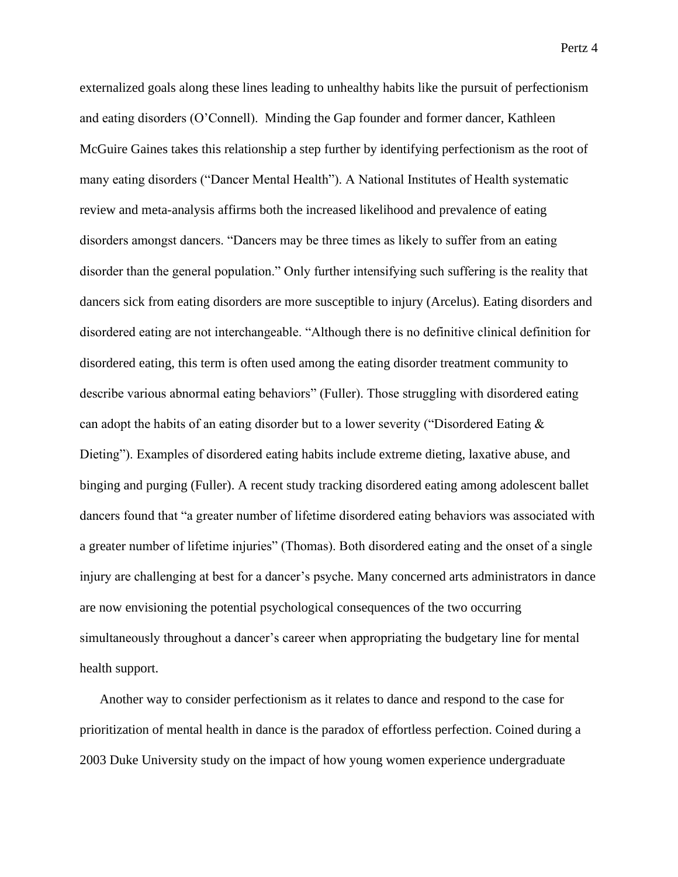externalized goals along these lines leading to unhealthy habits like the pursuit of perfectionism and eating disorders (O'Connell). Minding the Gap founder and former dancer, Kathleen McGuire Gaines takes this relationship a step further by identifying perfectionism as the root of many eating disorders ("Dancer Mental Health"). A National Institutes of Health systematic review and meta-analysis affirms both the increased likelihood and prevalence of eating disorders amongst dancers. "Dancers may be three times as likely to suffer from an eating disorder than the general population." Only further intensifying such suffering is the reality that dancers sick from eating disorders are more susceptible to injury (Arcelus). Eating disorders and disordered eating are not interchangeable. "Although there is no definitive clinical definition for disordered eating, this term is often used among the eating disorder treatment community to describe various abnormal eating behaviors" (Fuller). Those struggling with disordered eating can adopt the habits of an eating disorder but to a lower severity ("Disordered Eating & Dieting"). Examples of disordered eating habits include extreme dieting, laxative abuse, and binging and purging (Fuller). A recent study tracking disordered eating among adolescent ballet dancers found that "a greater number of lifetime disordered eating behaviors was associated with a greater number of lifetime injuries" (Thomas). Both disordered eating and the onset of a single injury are challenging at best for a dancer's psyche. Many concerned arts administrators in dance are now envisioning the potential psychological consequences of the two occurring simultaneously throughout a dancer's career when appropriating the budgetary line for mental health support.

Another way to consider perfectionism as it relates to dance and respond to the case for prioritization of mental health in dance is the paradox of effortless perfection. Coined during a 2003 Duke University study on the impact of how young women experience undergraduate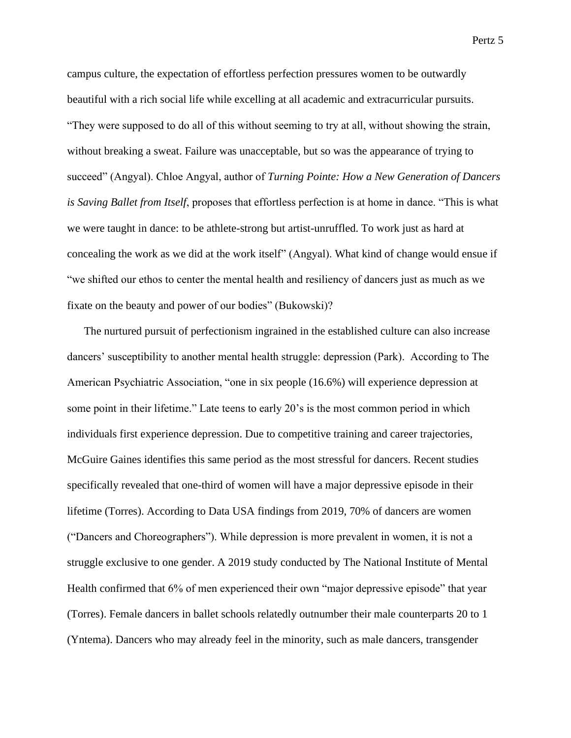campus culture, the expectation of effortless perfection pressures women to be outwardly beautiful with a rich social life while excelling at all academic and extracurricular pursuits. "They were supposed to do all of this without seeming to try at all, without showing the strain, without breaking a sweat. Failure was unacceptable, but so was the appearance of trying to succeed" (Angyal). Chloe Angyal, author of *Turning Pointe: How a New Generation of Dancers is Saving Ballet from Itself*, proposes that effortless perfection is at home in dance. "This is what we were taught in dance: to be athlete-strong but artist-unruffled. To work just as hard at concealing the work as we did at the work itself" (Angyal). What kind of change would ensue if "we shifted our ethos to center the mental health and resiliency of dancers just as much as we fixate on the beauty and power of our bodies" (Bukowski)?

The nurtured pursuit of perfectionism ingrained in the established culture can also increase dancers' susceptibility to another mental health struggle: depression (Park). According to The American Psychiatric Association, "one in six people (16.6%) will experience depression at some point in their lifetime." Late teens to early 20's is the most common period in which individuals first experience depression. Due to competitive training and career trajectories, McGuire Gaines identifies this same period as the most stressful for dancers. Recent studies specifically revealed that one-third of women will have a major depressive episode in their lifetime (Torres). According to Data USA findings from 2019, 70% of dancers are women ("Dancers and Choreographers"). While depression is more prevalent in women, it is not a struggle exclusive to one gender. A 2019 study conducted by The National Institute of Mental Health confirmed that 6% of men experienced their own "major depressive episode" that year (Torres). Female dancers in ballet schools relatedly outnumber their male counterparts 20 to 1 (Yntema). Dancers who may already feel in the minority, such as male dancers, transgender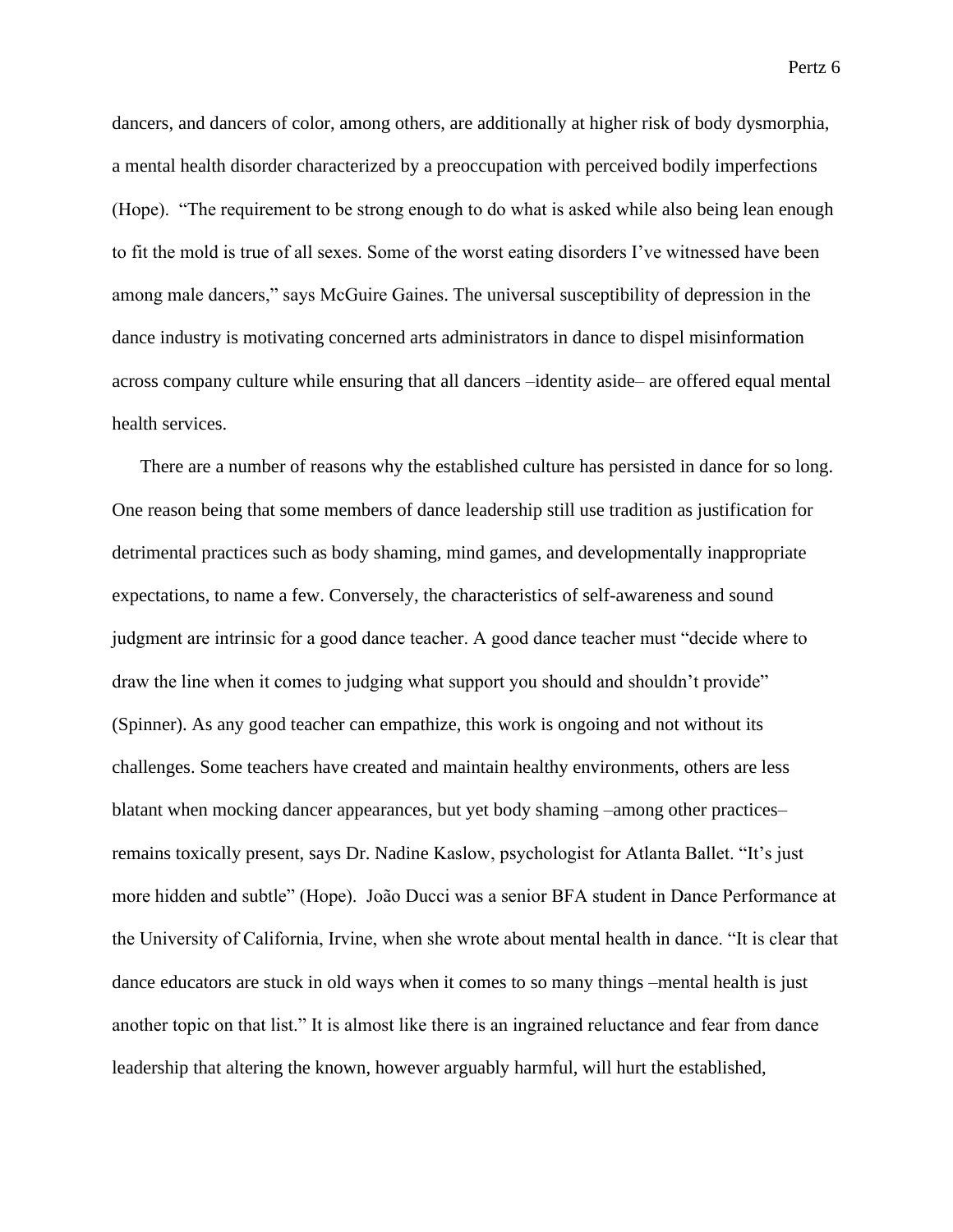dancers, and dancers of color, among others, are additionally at higher risk of body dysmorphia, a mental health disorder characterized by a preoccupation with perceived bodily imperfections (Hope). "The requirement to be strong enough to do what is asked while also being lean enough to fit the mold is true of all sexes. Some of the worst eating disorders I've witnessed have been among male dancers," says McGuire Gaines. The universal susceptibility of depression in the dance industry is motivating concerned arts administrators in dance to dispel misinformation across company culture while ensuring that all dancers –identity aside– are offered equal mental health services.

There are a number of reasons why the established culture has persisted in dance for so long. One reason being that some members of dance leadership still use tradition as justification for detrimental practices such as body shaming, mind games, and developmentally inappropriate expectations, to name a few. Conversely, the characteristics of self-awareness and sound judgment are intrinsic for a good dance teacher. A good dance teacher must "decide where to draw the line when it comes to judging what support you should and shouldn't provide" (Spinner). As any good teacher can empathize, this work is ongoing and not without its challenges. Some teachers have created and maintain healthy environments, others are less blatant when mocking dancer appearances, but yet body shaming –among other practices– remains toxically present, says Dr. Nadine Kaslow, psychologist for Atlanta Ballet. "It's just more hidden and subtle" (Hope). João Ducci was a senior BFA student in Dance Performance at the University of California, Irvine, when she wrote about mental health in dance. "It is clear that dance educators are stuck in old ways when it comes to so many things –mental health is just another topic on that list." It is almost like there is an ingrained reluctance and fear from dance leadership that altering the known, however arguably harmful, will hurt the established,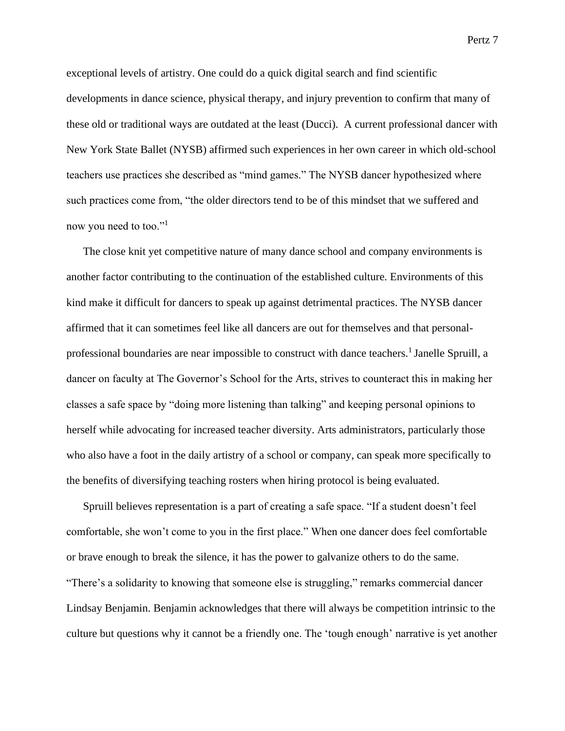exceptional levels of artistry. One could do a quick digital search and find scientific developments in dance science, physical therapy, and injury prevention to confirm that many of these old or traditional ways are outdated at the least (Ducci). A current professional dancer with New York State Ballet (NYSB) affirmed such experiences in her own career in which old-school teachers use practices she described as "mind games." The NYSB dancer hypothesized where such practices come from, "the older directors tend to be of this mindset that we suffered and now you need to too."[1]

The close knit yet competitive nature of many dance school and company environments is another factor contributing to the continuation of the established culture. Environments of this kind make it difficult for dancers to speak up against detrimental practices. The NYSB dancer affirmed that it can sometimes feel like all dancers are out for themselves and that personal-professional boundaries are near impossible to construct with dance teachers.[1] Janelle Spruill, a dancer on faculty at The Governor's School for the Arts, strives to counteract this in making her classes a safe space by "doing more listening than talking" and keeping personal opinions to herself while advocating for increased teacher diversity. Arts administrators, particularly those who also have a foot in the daily artistry of a school or company, can speak more specifically to the benefits of diversifying teaching rosters when hiring protocol is being evaluated.

Spruill believes representation is a part of creating a safe space. "If a student doesn't feel comfortable, she won't come to you in the first place." When one dancer does feel comfortable or brave enough to break the silence, it has the power to galvanize others to do the same. "There's a solidarity to knowing that someone else is struggling," remarks commercial dancer Lindsay Benjamin. Benjamin acknowledges that there will always be competition intrinsic to the culture but questions why it cannot be a friendly one. The 'tough enough' narrative is yet another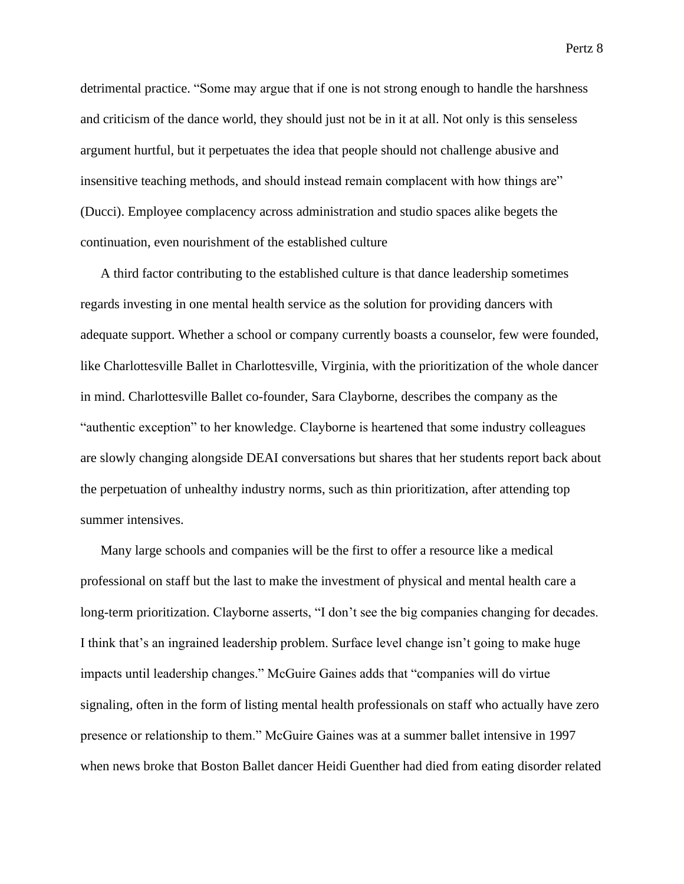detrimental practice. “Some may argue that if one is not strong enough to handle the harshness and criticism of the dance world, they should just not be in it at all. Not only is this senseless argument hurtful, but it perpetuates the idea that people should not challenge abusive and insensitive teaching methods, and should instead remain complacent with how things are” (Ducci). Employee complacency across administration and studio spaces alike begets the continuation, even nourishment of the established culture

A third factor contributing to the established culture is that dance leadership sometimes regards investing in one mental health service as the solution for providing dancers with adequate support. Whether a school or company currently boasts a counselor, few were founded, like Charlottesville Ballet in Charlottesville, Virginia, with the prioritization of the whole dancer in mind. Charlottesville Ballet co-founder, Sara Clayborne, describes the company as the “authentic exception” to her knowledge. Clayborne is heartened that some industry colleagues are slowly changing alongside DEAI conversations but shares that her students report back about the perpetuation of unhealthy industry norms, such as thin prioritization, after attending top summer intensives.

Many large schools and companies will be the first to offer a resource like a medical professional on staff but the last to make the investment of physical and mental health care a long-term prioritization. Clayborne asserts, “I don’t see the big companies changing for decades. I think that’s an ingrained leadership problem. Surface level change isn’t going to make huge impacts until leadership changes.” McGuire Gaines adds that “companies will do virtue signaling, often in the form of listing mental health professionals on staff who actually have zero presence or relationship to them.” McGuire Gaines was at a summer ballet intensive in 1997 when news broke that Boston Ballet dancer Heidi Guenther had died from eating disorder related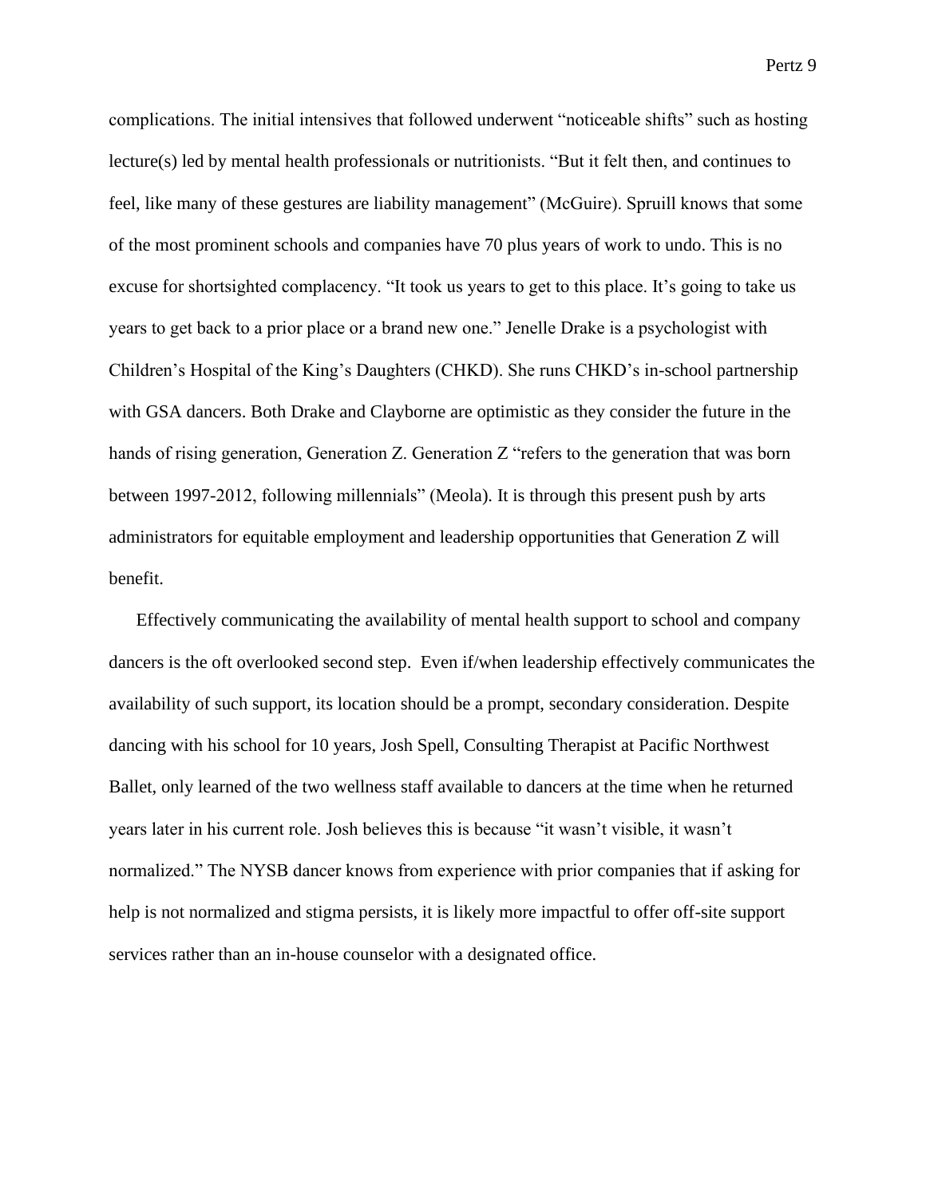complications. The initial intensives that followed underwent "noticeable shifts" such as hosting lecture(s) led by mental health professionals or nutritionists. "But it felt then, and continues to feel, like many of these gestures are liability management" (McGuire). Spruill knows that some of the most prominent schools and companies have 70 plus years of work to undo. This is no excuse for shortsighted complacency. "It took us years to get to this place. It's going to take us years to get back to a prior place or a brand new one." Jenelle Drake is a psychologist with Children's Hospital of the King's Daughters (CHKD). She runs CHKD's in-school partnership with GSA dancers. Both Drake and Clayborne are optimistic as they consider the future in the hands of rising generation, Generation Z. Generation Z "refers to the generation that was born between 1997-2012, following millennials" (Meola). It is through this present push by arts administrators for equitable employment and leadership opportunities that Generation Z will benefit.

Effectively communicating the availability of mental health support to school and company dancers is the oft overlooked second step.  Even if/when leadership effectively communicates the availability of such support, its location should be a prompt, secondary consideration. Despite dancing with his school for 10 years, Josh Spell, Consulting Therapist at Pacific Northwest Ballet, only learned of the two wellness staff available to dancers at the time when he returned years later in his current role. Josh believes this is because "it wasn't visible, it wasn't normalized." The NYSB dancer knows from experience with prior companies that if asking for help is not normalized and stigma persists, it is likely more impactful to offer off-site support services rather than an in-house counselor with a designated office.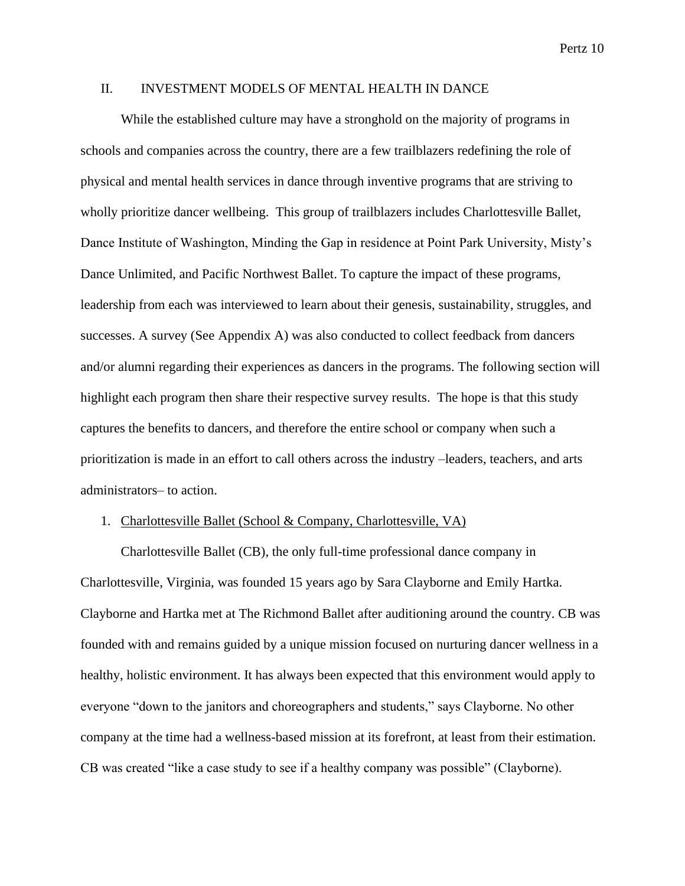## II. INVESTMENT MODELS OF MENTAL HEALTH IN DANCE

While the established culture may have a stronghold on the majority of programs in schools and companies across the country, there are a few trailblazers redefining the role of physical and mental health services in dance through inventive programs that are striving to wholly prioritize dancer wellbeing. This group of trailblazers includes Charlottesville Ballet, Dance Institute of Washington, Minding the Gap in residence at Point Park University, Misty's Dance Unlimited, and Pacific Northwest Ballet. To capture the impact of these programs, leadership from each was interviewed to learn about their genesis, sustainability, struggles, and successes. A survey (See Appendix A) was also conducted to collect feedback from dancers and/or alumni regarding their experiences as dancers in the programs. The following section will highlight each program then share their respective survey results. The hope is that this study captures the benefits to dancers, and therefore the entire school or company when such a prioritization is made in an effort to call others across the industry –leaders, teachers, and arts administrators– to action.

1. Charlottesville Ballet (School & Company, Charlottesville, VA)

Charlottesville Ballet (CB), the only full-time professional dance company in Charlottesville, Virginia, was founded 15 years ago by Sara Clayborne and Emily Hartka. Clayborne and Hartka met at The Richmond Ballet after auditioning around the country. CB was founded with and remains guided by a unique mission focused on nurturing dancer wellness in a healthy, holistic environment. It has always been expected that this environment would apply to everyone "down to the janitors and choreographers and students," says Clayborne. No other company at the time had a wellness-based mission at its forefront, at least from their estimation. CB was created "like a case study to see if a healthy company was possible" (Clayborne).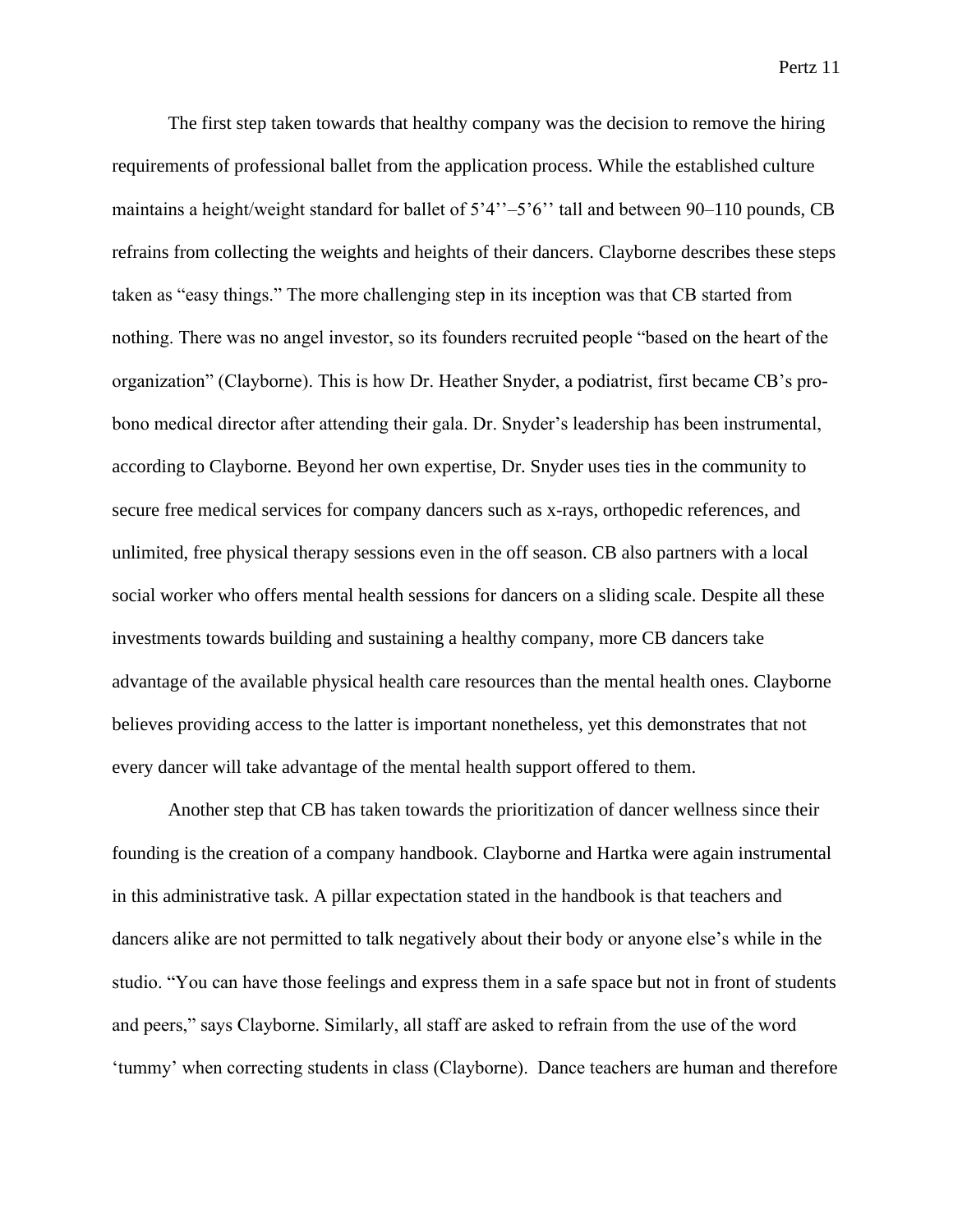The first step taken towards that healthy company was the decision to remove the hiring requirements of professional ballet from the application process. While the established culture maintains a height/weight standard for ballet of 5'4''–5'6'' tall and between 90–110 pounds, CB refrains from collecting the weights and heights of their dancers. Clayborne describes these steps taken as "easy things." The more challenging step in its inception was that CB started from nothing. There was no angel investor, so its founders recruited people "based on the heart of the organization" (Clayborne). This is how Dr. Heather Snyder, a podiatrist, first became CB's pro-bono medical director after attending their gala. Dr. Snyder's leadership has been instrumental, according to Clayborne. Beyond her own expertise, Dr. Snyder uses ties in the community to secure free medical services for company dancers such as x-rays, orthopedic references, and unlimited, free physical therapy sessions even in the off season. CB also partners with a local social worker who offers mental health sessions for dancers on a sliding scale. Despite all these investments towards building and sustaining a healthy company, more CB dancers take advantage of the available physical health care resources than the mental health ones. Clayborne believes providing access to the latter is important nonetheless, yet this demonstrates that not every dancer will take advantage of the mental health support offered to them.

Another step that CB has taken towards the prioritization of dancer wellness since their founding is the creation of a company handbook. Clayborne and Hartka were again instrumental in this administrative task. A pillar expectation stated in the handbook is that teachers and dancers alike are not permitted to talk negatively about their body or anyone else's while in the studio. "You can have those feelings and express them in a safe space but not in front of students and peers," says Clayborne. Similarly, all staff are asked to refrain from the use of the word 'tummy' when correcting students in class (Clayborne). Dance teachers are human and therefore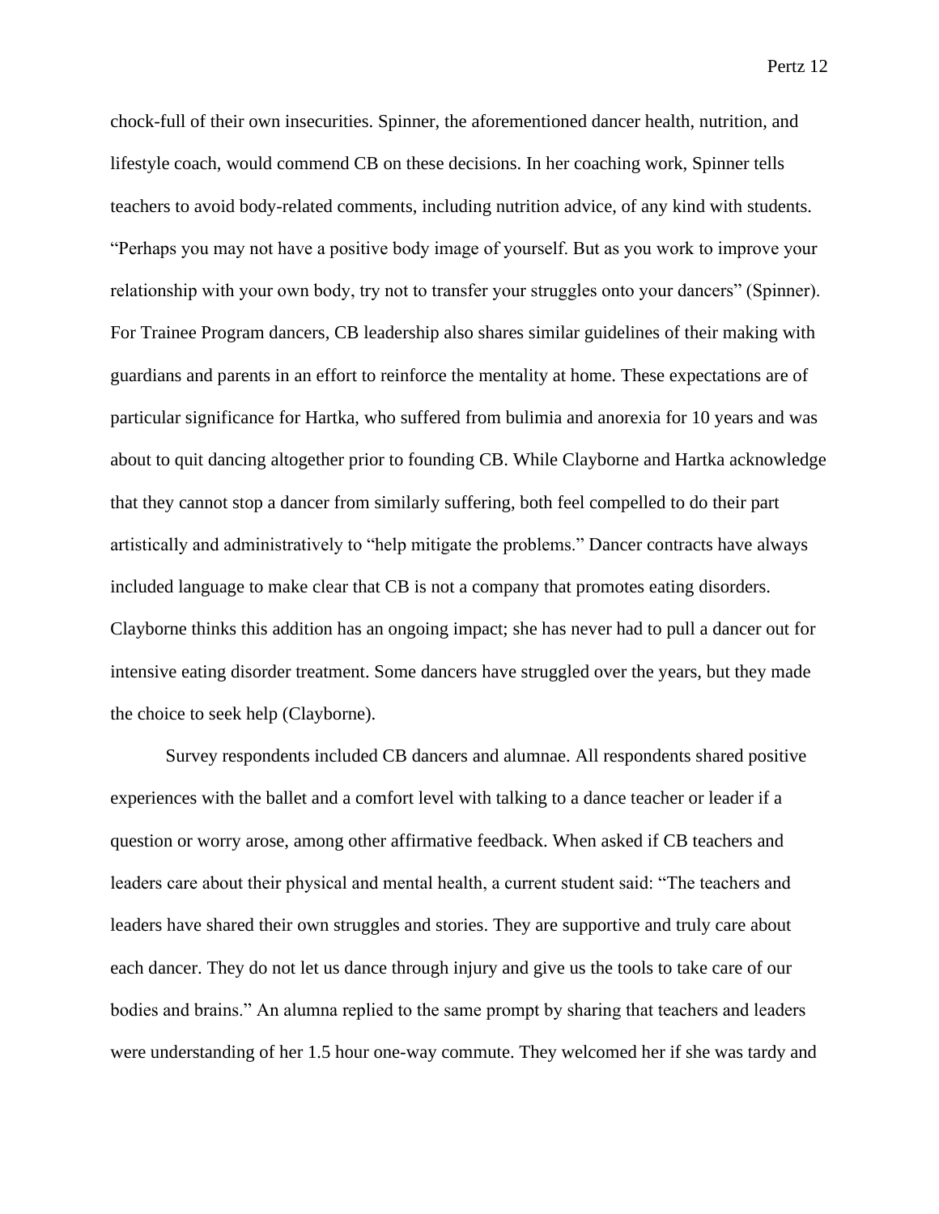chock-full of their own insecurities. Spinner, the aforementioned dancer health, nutrition, and lifestyle coach, would commend CB on these decisions. In her coaching work, Spinner tells teachers to avoid body-related comments, including nutrition advice, of any kind with students. "Perhaps you may not have a positive body image of yourself. But as you work to improve your relationship with your own body, try not to transfer your struggles onto your dancers" (Spinner). For Trainee Program dancers, CB leadership also shares similar guidelines of their making with guardians and parents in an effort to reinforce the mentality at home. These expectations are of particular significance for Hartka, who suffered from bulimia and anorexia for 10 years and was about to quit dancing altogether prior to founding CB. While Clayborne and Hartka acknowledge that they cannot stop a dancer from similarly suffering, both feel compelled to do their part artistically and administratively to "help mitigate the problems." Dancer contracts have always included language to make clear that CB is not a company that promotes eating disorders. Clayborne thinks this addition has an ongoing impact; she has never had to pull a dancer out for intensive eating disorder treatment. Some dancers have struggled over the years, but they made the choice to seek help (Clayborne).

Survey respondents included CB dancers and alumnae. All respondents shared positive experiences with the ballet and a comfort level with talking to a dance teacher or leader if a question or worry arose, among other affirmative feedback. When asked if CB teachers and leaders care about their physical and mental health, a current student said: "The teachers and leaders have shared their own struggles and stories. They are supportive and truly care about each dancer. They do not let us dance through injury and give us the tools to take care of our bodies and brains." An alumna replied to the same prompt by sharing that teachers and leaders were understanding of her 1.5 hour one-way commute. They welcomed her if she was tardy and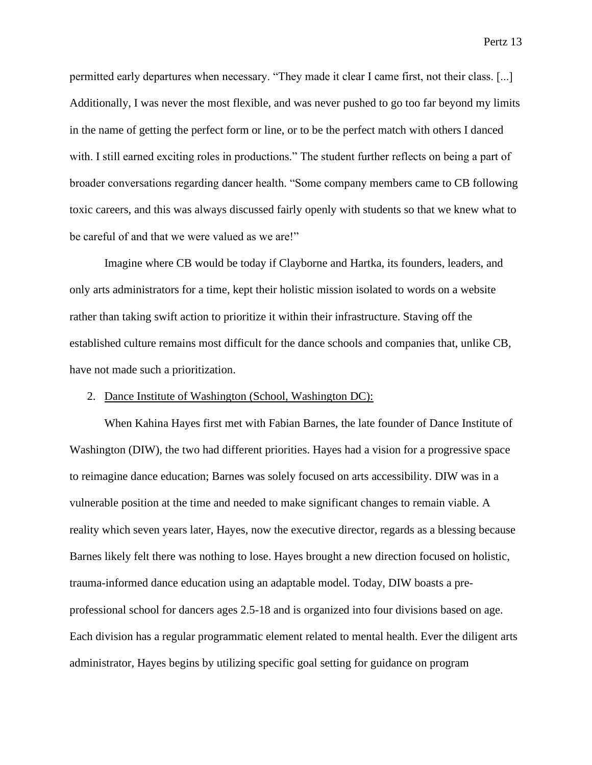permitted early departures when necessary. “They made it clear I came first, not their class. [...] Additionally, I was never the most flexible, and was never pushed to go too far beyond my limits in the name of getting the perfect form or line, or to be the perfect match with others I danced with. I still earned exciting roles in productions.” The student further reflects on being a part of broader conversations regarding dancer health. “Some company members came to CB following toxic careers, and this was always discussed fairly openly with students so that we knew what to be careful of and that we were valued as we are!”

Imagine where CB would be today if Clayborne and Hartka, its founders, leaders, and only arts administrators for a time, kept their holistic mission isolated to words on a website rather than taking swift action to prioritize it within their infrastructure. Staving off the established culture remains most difficult for the dance schools and companies that, unlike CB, have not made such a prioritization.

2. <u>Dance Institute of Washington (School, Washington DC):</u>

When Kahina Hayes first met with Fabian Barnes, the late founder of Dance Institute of Washington (DIW), the two had different priorities. Hayes had a vision for a progressive space to reimagine dance education; Barnes was solely focused on arts accessibility. DIW was in a vulnerable position at the time and needed to make significant changes to remain viable. A reality which seven years later, Hayes, now the executive director, regards as a blessing because Barnes likely felt there was nothing to lose. Hayes brought a new direction focused on holistic, trauma-informed dance education using an adaptable model. Today, DIW boasts a pre-professional school for dancers ages 2.5-18 and is organized into four divisions based on age. Each division has a regular programmatic element related to mental health. Ever the diligent arts administrator, Hayes begins by utilizing specific goal setting for guidance on program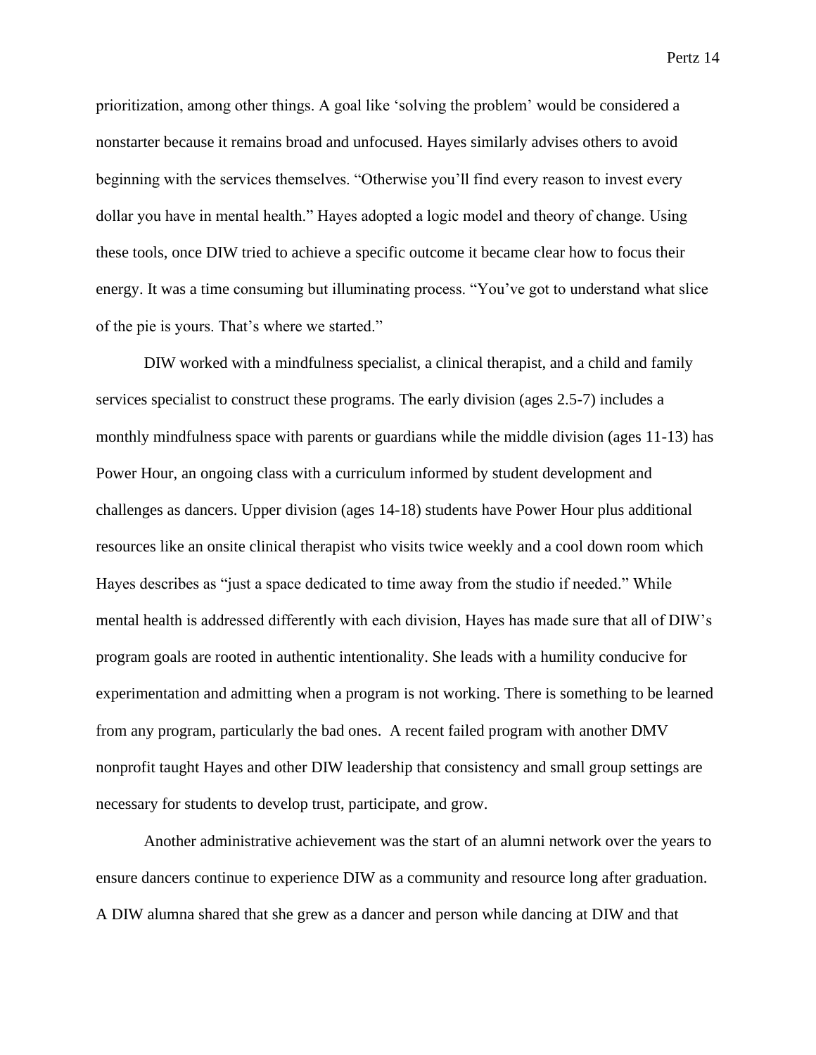prioritization, among other things. A goal like 'solving the problem' would be considered a nonstarter because it remains broad and unfocused. Hayes similarly advises others to avoid beginning with the services themselves. "Otherwise you'll find every reason to invest every dollar you have in mental health." Hayes adopted a logic model and theory of change. Using these tools, once DIW tried to achieve a specific outcome it became clear how to focus their energy. It was a time consuming but illuminating process. "You've got to understand what slice of the pie is yours. That's where we started."

DIW worked with a mindfulness specialist, a clinical therapist, and a child and family services specialist to construct these programs. The early division (ages 2.5-7) includes a monthly mindfulness space with parents or guardians while the middle division (ages 11-13) has Power Hour, an ongoing class with a curriculum informed by student development and challenges as dancers. Upper division (ages 14-18) students have Power Hour plus additional resources like an onsite clinical therapist who visits twice weekly and a cool down room which Hayes describes as "just a space dedicated to time away from the studio if needed." While mental health is addressed differently with each division, Hayes has made sure that all of DIW's program goals are rooted in authentic intentionality. She leads with a humility conducive for experimentation and admitting when a program is not working. There is something to be learned from any program, particularly the bad ones. A recent failed program with another DMV nonprofit taught Hayes and other DIW leadership that consistency and small group settings are necessary for students to develop trust, participate, and grow.

Another administrative achievement was the start of an alumni network over the years to ensure dancers continue to experience DIW as a community and resource long after graduation. A DIW alumna shared that she grew as a dancer and person while dancing at DIW and that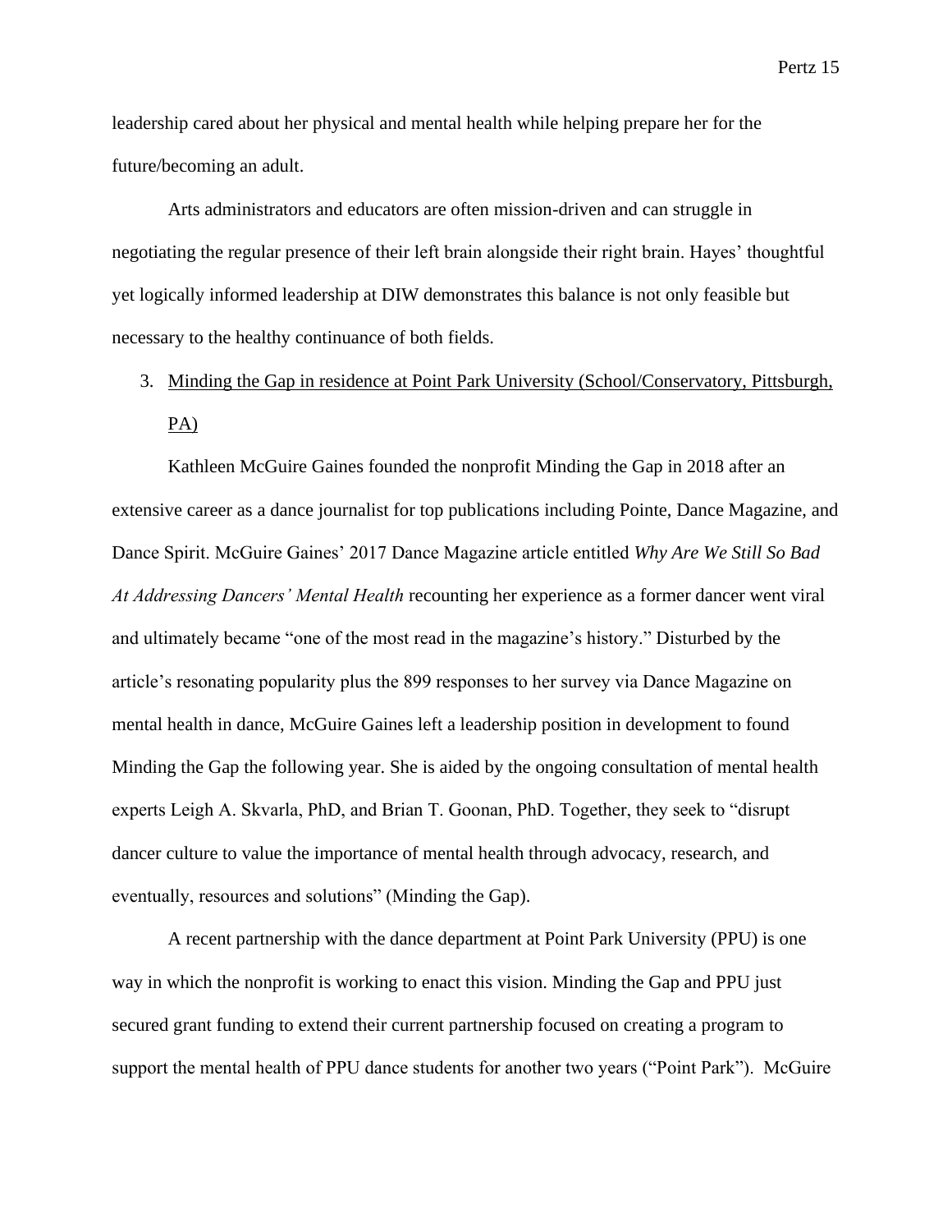leadership cared about her physical and mental health while helping prepare her for the future/becoming an adult.

Arts administrators and educators are often mission-driven and can struggle in negotiating the regular presence of their left brain alongside their right brain. Hayes' thoughtful yet logically informed leadership at DIW demonstrates this balance is not only feasible but necessary to the healthy continuance of both fields.

3. <u>Minding the Gap in residence at Point Park University (School/Conservatory, Pittsburgh, PA)</u>

Kathleen McGuire Gaines founded the nonprofit Minding the Gap in 2018 after an extensive career as a dance journalist for top publications including Pointe, Dance Magazine, and Dance Spirit. McGuire Gaines' 2017 Dance Magazine article entitled *Why Are We Still So Bad At Addressing Dancers' Mental Health* recounting her experience as a former dancer went viral and ultimately became "one of the most read in the magazine's history." Disturbed by the article's resonating popularity plus the 899 responses to her survey via Dance Magazine on mental health in dance, McGuire Gaines left a leadership position in development to found Minding the Gap the following year. She is aided by the ongoing consultation of mental health experts Leigh A. Skvarla, PhD, and Brian T. Goonan, PhD. Together, they seek to "disrupt dancer culture to value the importance of mental health through advocacy, research, and eventually, resources and solutions" (Minding the Gap).

A recent partnership with the dance department at Point Park University (PPU) is one way in which the nonprofit is working to enact this vision. Minding the Gap and PPU just secured grant funding to extend their current partnership focused on creating a program to support the mental health of PPU dance students for another two years ("Point Park"). McGuire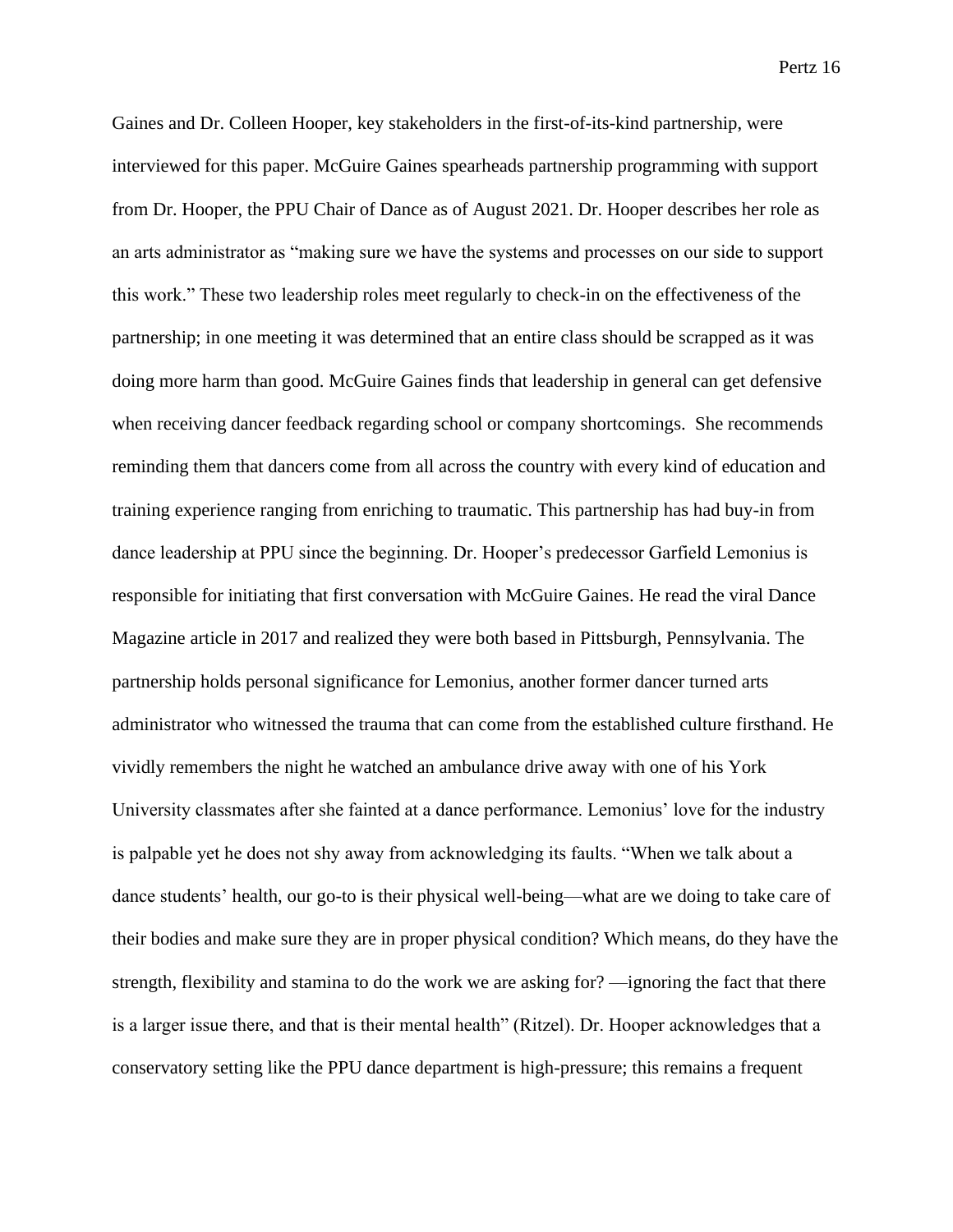Gaines and Dr. Colleen Hooper, key stakeholders in the first-of-its-kind partnership, were interviewed for this paper. McGuire Gaines spearheads partnership programming with support from Dr. Hooper, the PPU Chair of Dance as of August 2021. Dr. Hooper describes her role as an arts administrator as "making sure we have the systems and processes on our side to support this work." These two leadership roles meet regularly to check-in on the effectiveness of the partnership; in one meeting it was determined that an entire class should be scrapped as it was doing more harm than good. McGuire Gaines finds that leadership in general can get defensive when receiving dancer feedback regarding school or company shortcomings. She recommends reminding them that dancers come from all across the country with every kind of education and training experience ranging from enriching to traumatic. This partnership has had buy-in from dance leadership at PPU since the beginning. Dr. Hooper's predecessor Garfield Lemonius is responsible for initiating that first conversation with McGuire Gaines. He read the viral Dance Magazine article in 2017 and realized they were both based in Pittsburgh, Pennsylvania. The partnership holds personal significance for Lemonius, another former dancer turned arts administrator who witnessed the trauma that can come from the established culture firsthand. He vividly remembers the night he watched an ambulance drive away with one of his York University classmates after she fainted at a dance performance. Lemonius' love for the industry is palpable yet he does not shy away from acknowledging its faults. "When we talk about a dance students' health, our go-to is their physical well-being—what are we doing to take care of their bodies and make sure they are in proper physical condition? Which means, do they have the strength, flexibility and stamina to do the work we are asking for? —ignoring the fact that there is a larger issue there, and that is their mental health" (Ritzel). Dr. Hooper acknowledges that a conservatory setting like the PPU dance department is high-pressure; this remains a frequent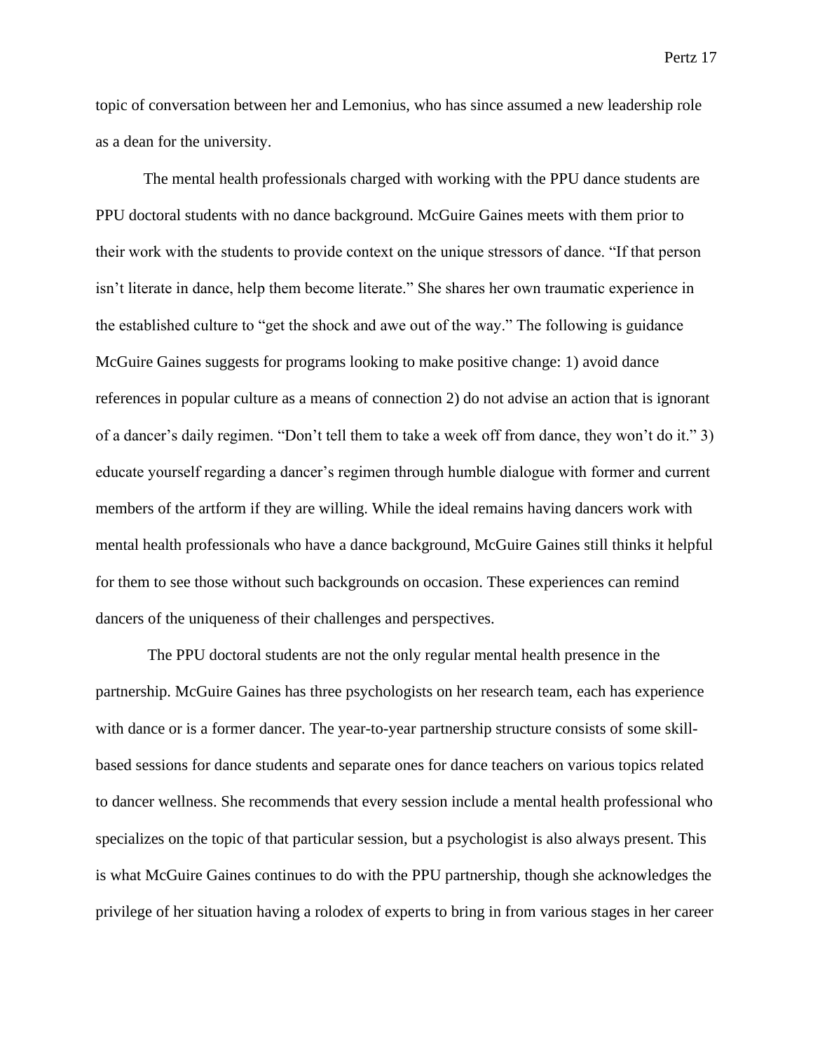topic of conversation between her and Lemonius, who has since assumed a new leadership role as a dean for the university.

The mental health professionals charged with working with the PPU dance students are PPU doctoral students with no dance background. McGuire Gaines meets with them prior to their work with the students to provide context on the unique stressors of dance. "If that person isn't literate in dance, help them become literate." She shares her own traumatic experience in the established culture to "get the shock and awe out of the way." The following is guidance McGuire Gaines suggests for programs looking to make positive change: 1) avoid dance references in popular culture as a means of connection 2) do not advise an action that is ignorant of a dancer's daily regimen. "Don't tell them to take a week off from dance, they won't do it." 3) educate yourself regarding a dancer's regimen through humble dialogue with former and current members of the artform if they are willing. While the ideal remains having dancers work with mental health professionals who have a dance background, McGuire Gaines still thinks it helpful for them to see those without such backgrounds on occasion. These experiences can remind dancers of the uniqueness of their challenges and perspectives.

The PPU doctoral students are not the only regular mental health presence in the partnership. McGuire Gaines has three psychologists on her research team, each has experience with dance or is a former dancer. The year-to-year partnership structure consists of some skill-based sessions for dance students and separate ones for dance teachers on various topics related to dancer wellness. She recommends that every session include a mental health professional who specializes on the topic of that particular session, but a psychologist is also always present. This is what McGuire Gaines continues to do with the PPU partnership, though she acknowledges the privilege of her situation having a rolodex of experts to bring in from various stages in her career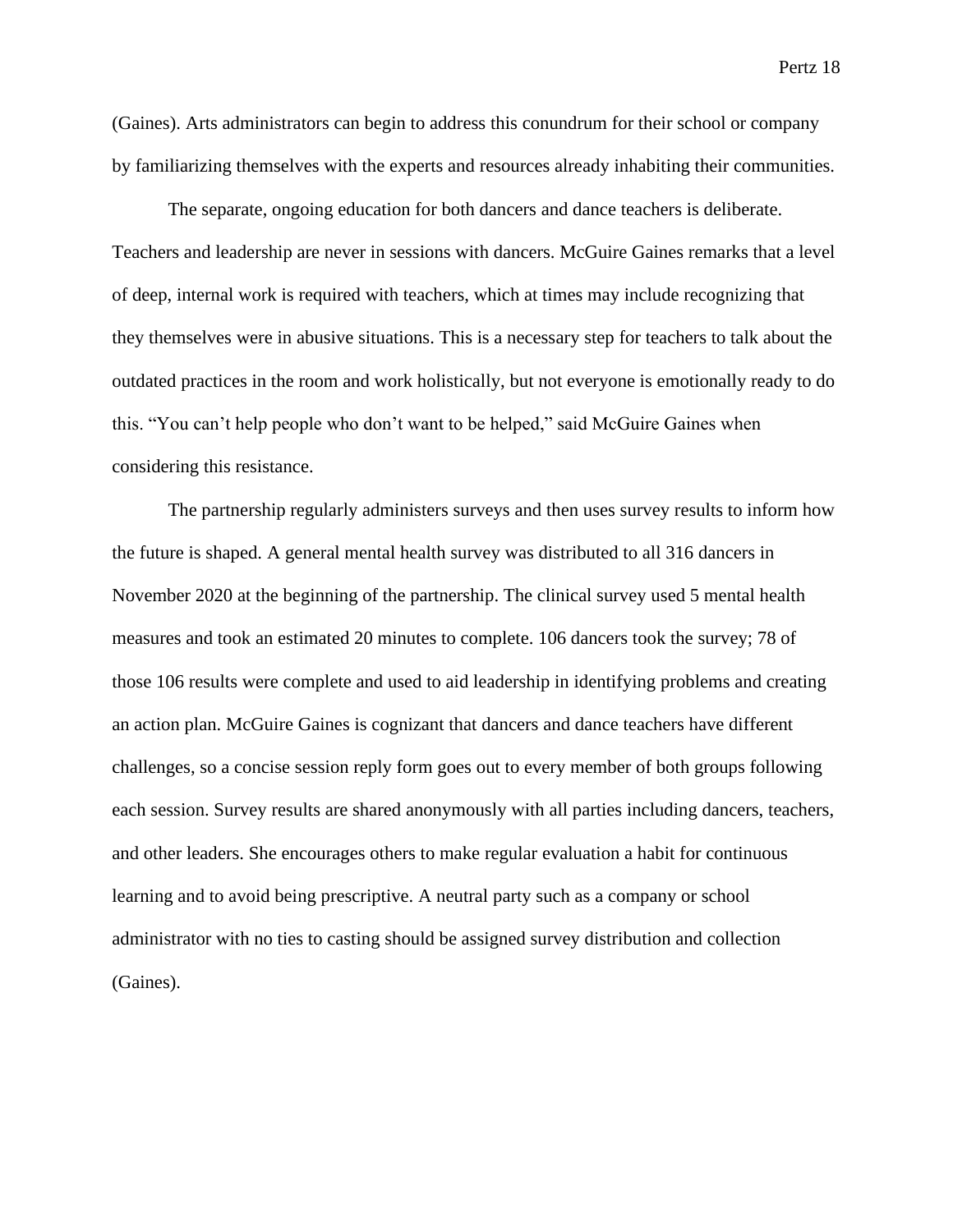(Gaines). Arts administrators can begin to address this conundrum for their school or company by familiarizing themselves with the experts and resources already inhabiting their communities.

The separate, ongoing education for both dancers and dance teachers is deliberate. Teachers and leadership are never in sessions with dancers. McGuire Gaines remarks that a level of deep, internal work is required with teachers, which at times may include recognizing that they themselves were in abusive situations. This is a necessary step for teachers to talk about the outdated practices in the room and work holistically, but not everyone is emotionally ready to do this. "You can't help people who don't want to be helped," said McGuire Gaines when considering this resistance.

The partnership regularly administers surveys and then uses survey results to inform how the future is shaped. A general mental health survey was distributed to all 316 dancers in November 2020 at the beginning of the partnership. The clinical survey used 5 mental health measures and took an estimated 20 minutes to complete. 106 dancers took the survey; 78 of those 106 results were complete and used to aid leadership in identifying problems and creating an action plan. McGuire Gaines is cognizant that dancers and dance teachers have different challenges, so a concise session reply form goes out to every member of both groups following each session. Survey results are shared anonymously with all parties including dancers, teachers, and other leaders. She encourages others to make regular evaluation a habit for continuous learning and to avoid being prescriptive. A neutral party such as a company or school administrator with no ties to casting should be assigned survey distribution and collection (Gaines).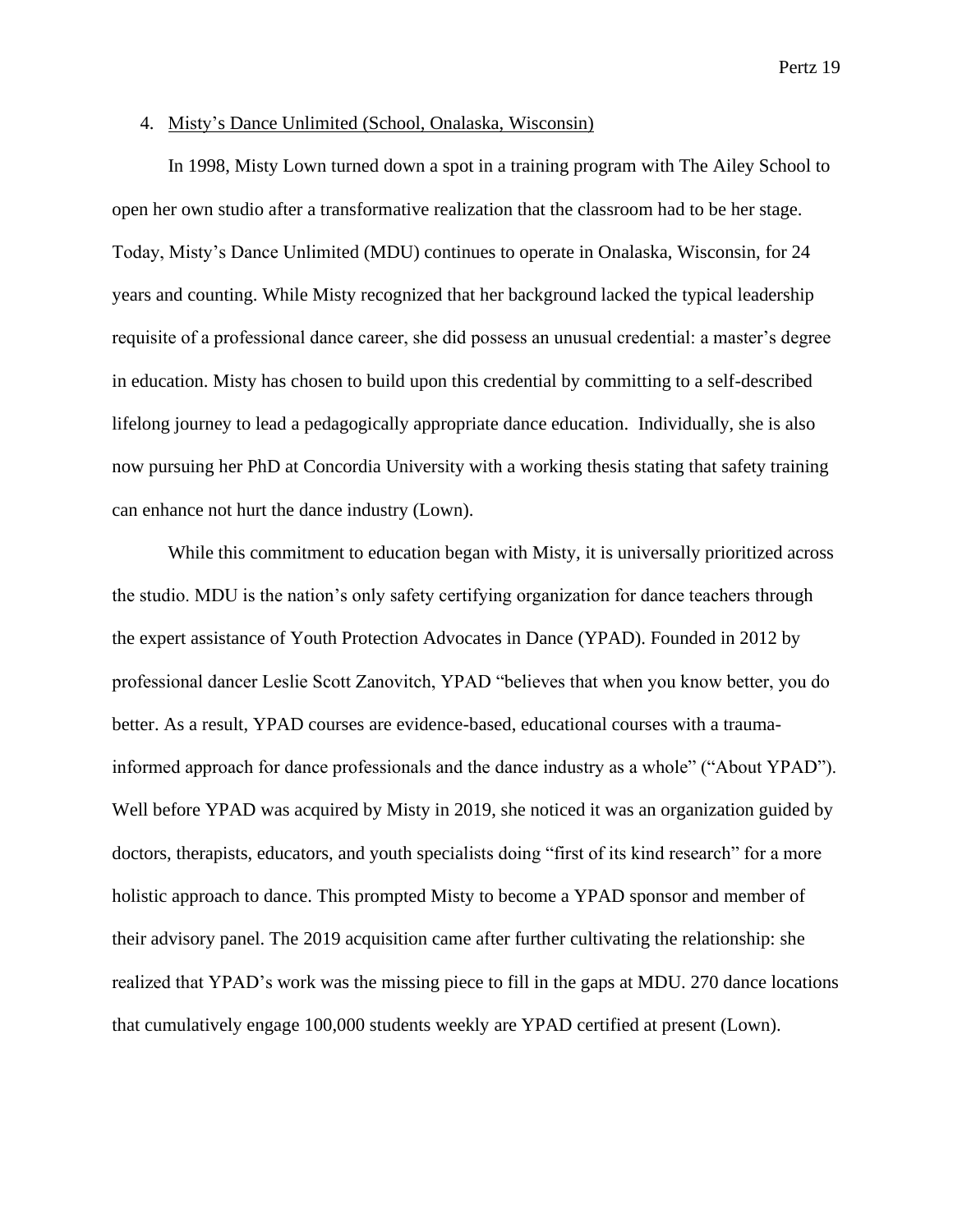4. <u>Misty's Dance Unlimited (School, Onalaska, Wisconsin)</u>

In 1998, Misty Lown turned down a spot in a training program with The Ailey School to open her own studio after a transformative realization that the classroom had to be her stage. Today, Misty's Dance Unlimited (MDU) continues to operate in Onalaska, Wisconsin, for 24 years and counting. While Misty recognized that her background lacked the typical leadership requisite of a professional dance career, she did possess an unusual credential: a master's degree in education. Misty has chosen to build upon this credential by committing to a self-described lifelong journey to lead a pedagogically appropriate dance education. Individually, she is also now pursuing her PhD at Concordia University with a working thesis stating that safety training can enhance not hurt the dance industry (Lown).

While this commitment to education began with Misty, it is universally prioritized across the studio. MDU is the nation's only safety certifying organization for dance teachers through the expert assistance of Youth Protection Advocates in Dance (YPAD). Founded in 2012 by professional dancer Leslie Scott Zanovitch, YPAD "believes that when you know better, you do better. As a result, YPAD courses are evidence-based, educational courses with a trauma-informed approach for dance professionals and the dance industry as a whole" ("About YPAD"). Well before YPAD was acquired by Misty in 2019, she noticed it was an organization guided by doctors, therapists, educators, and youth specialists doing "first of its kind research" for a more holistic approach to dance. This prompted Misty to become a YPAD sponsor and member of their advisory panel. The 2019 acquisition came after further cultivating the relationship: she realized that YPAD's work was the missing piece to fill in the gaps at MDU. 270 dance locations that cumulatively engage 100,000 students weekly are YPAD certified at present (Lown).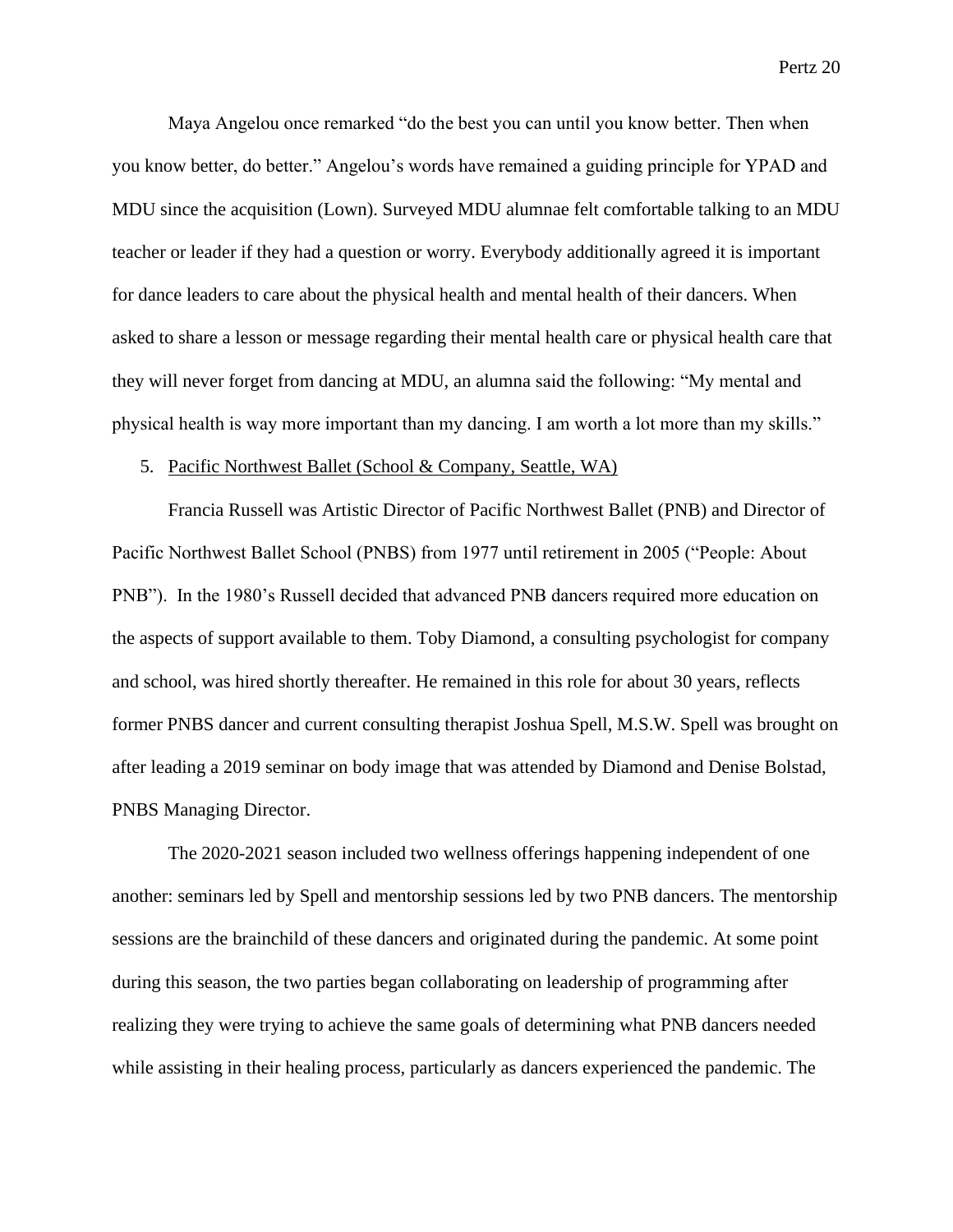Maya Angelou once remarked "do the best you can until you know better. Then when you know better, do better." Angelou's words have remained a guiding principle for YPAD and MDU since the acquisition (Lown). Surveyed MDU alumnae felt comfortable talking to an MDU teacher or leader if they had a question or worry. Everybody additionally agreed it is important for dance leaders to care about the physical health and mental health of their dancers. When asked to share a lesson or message regarding their mental health care or physical health care that they will never forget from dancing at MDU, an alumna said the following: "My mental and physical health is way more important than my dancing. I am worth a lot more than my skills."

5. <u>Pacific Northwest Ballet (School & Company, Seattle, WA)</u>

Francia Russell was Artistic Director of Pacific Northwest Ballet (PNB) and Director of Pacific Northwest Ballet School (PNBS) from 1977 until retirement in 2005 ("People: About PNB"). In the 1980's Russell decided that advanced PNB dancers required more education on the aspects of support available to them. Toby Diamond, a consulting psychologist for company and school, was hired shortly thereafter. He remained in this role for about 30 years, reflects former PNBS dancer and current consulting therapist Joshua Spell, M.S.W. Spell was brought on after leading a 2019 seminar on body image that was attended by Diamond and Denise Bolstad, PNBS Managing Director.

The 2020-2021 season included two wellness offerings happening independent of one another: seminars led by Spell and mentorship sessions led by two PNB dancers. The mentorship sessions are the brainchild of these dancers and originated during the pandemic. At some point during this season, the two parties began collaborating on leadership of programming after realizing they were trying to achieve the same goals of determining what PNB dancers needed while assisting in their healing process, particularly as dancers experienced the pandemic. The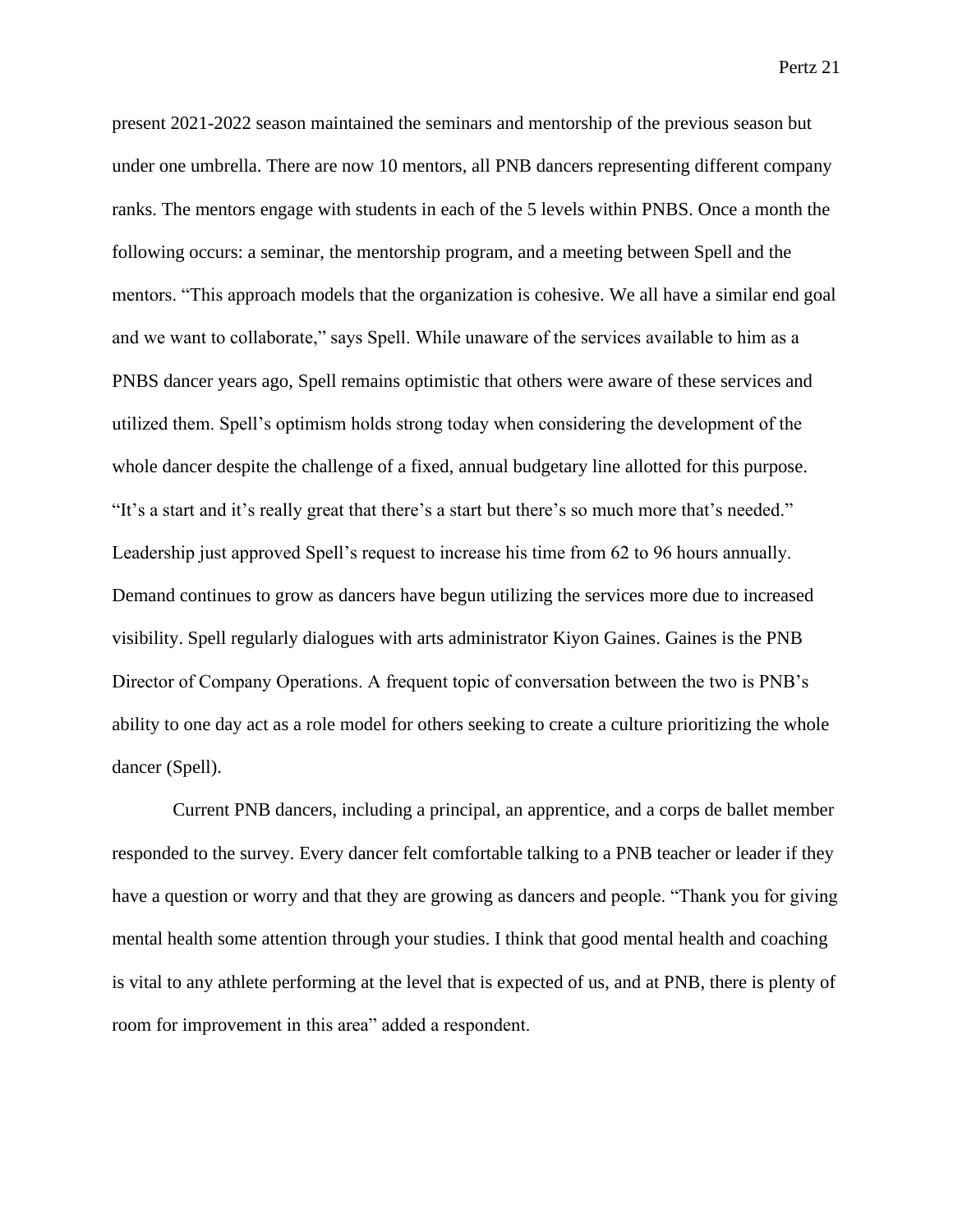present 2021-2022 season maintained the seminars and mentorship of the previous season but under one umbrella. There are now 10 mentors, all PNB dancers representing different company ranks. The mentors engage with students in each of the 5 levels within PNBS. Once a month the following occurs: a seminar, the mentorship program, and a meeting between Spell and the mentors. "This approach models that the organization is cohesive. We all have a similar end goal and we want to collaborate," says Spell. While unaware of the services available to him as a PNBS dancer years ago, Spell remains optimistic that others were aware of these services and utilized them. Spell's optimism holds strong today when considering the development of the whole dancer despite the challenge of a fixed, annual budgetary line allotted for this purpose. "It's a start and it's really great that there's a start but there's so much more that's needed." Leadership just approved Spell's request to increase his time from 62 to 96 hours annually. Demand continues to grow as dancers have begun utilizing the services more due to increased visibility. Spell regularly dialogues with arts administrator Kiyon Gaines. Gaines is the PNB Director of Company Operations. A frequent topic of conversation between the two is PNB's ability to one day act as a role model for others seeking to create a culture prioritizing the whole dancer (Spell).

Current PNB dancers, including a principal, an apprentice, and a corps de ballet member responded to the survey. Every dancer felt comfortable talking to a PNB teacher or leader if they have a question or worry and that they are growing as dancers and people. "Thank you for giving mental health some attention through your studies. I think that good mental health and coaching is vital to any athlete performing at the level that is expected of us, and at PNB, there is plenty of room for improvement in this area" added a respondent.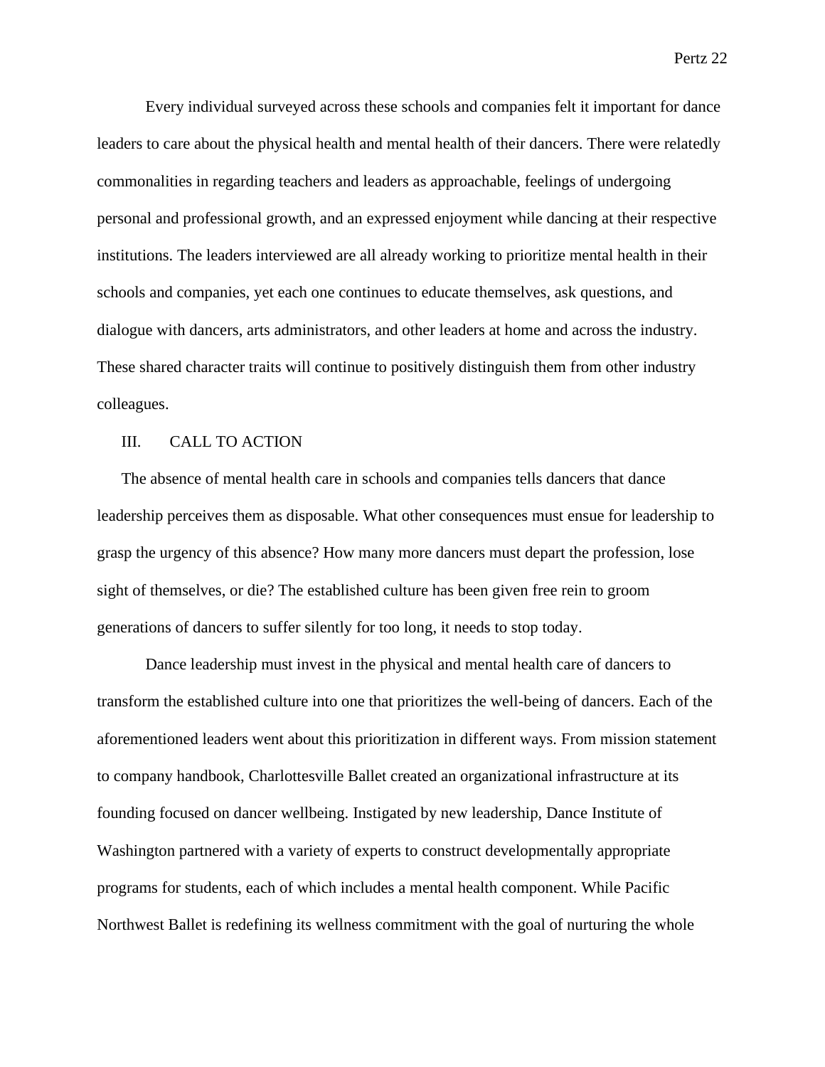Every individual surveyed across these schools and companies felt it important for dance leaders to care about the physical health and mental health of their dancers. There were relatedly commonalities in regarding teachers and leaders as approachable, feelings of undergoing personal and professional growth, and an expressed enjoyment while dancing at their respective institutions. The leaders interviewed are all already working to prioritize mental health in their schools and companies, yet each one continues to educate themselves, ask questions, and dialogue with dancers, arts administrators, and other leaders at home and across the industry. These shared character traits will continue to positively distinguish them from other industry colleagues.

## III. CALL TO ACTION

The absence of mental health care in schools and companies tells dancers that dance leadership perceives them as disposable. What other consequences must ensue for leadership to grasp the urgency of this absence? How many more dancers must depart the profession, lose sight of themselves, or die? The established culture has been given free rein to groom generations of dancers to suffer silently for too long, it needs to stop today.

Dance leadership must invest in the physical and mental health care of dancers to transform the established culture into one that prioritizes the well-being of dancers. Each of the aforementioned leaders went about this prioritization in different ways. From mission statement to company handbook, Charlottesville Ballet created an organizational infrastructure at its founding focused on dancer wellbeing. Instigated by new leadership, Dance Institute of Washington partnered with a variety of experts to construct developmentally appropriate programs for students, each of which includes a mental health component. While Pacific Northwest Ballet is redefining its wellness commitment with the goal of nurturing the whole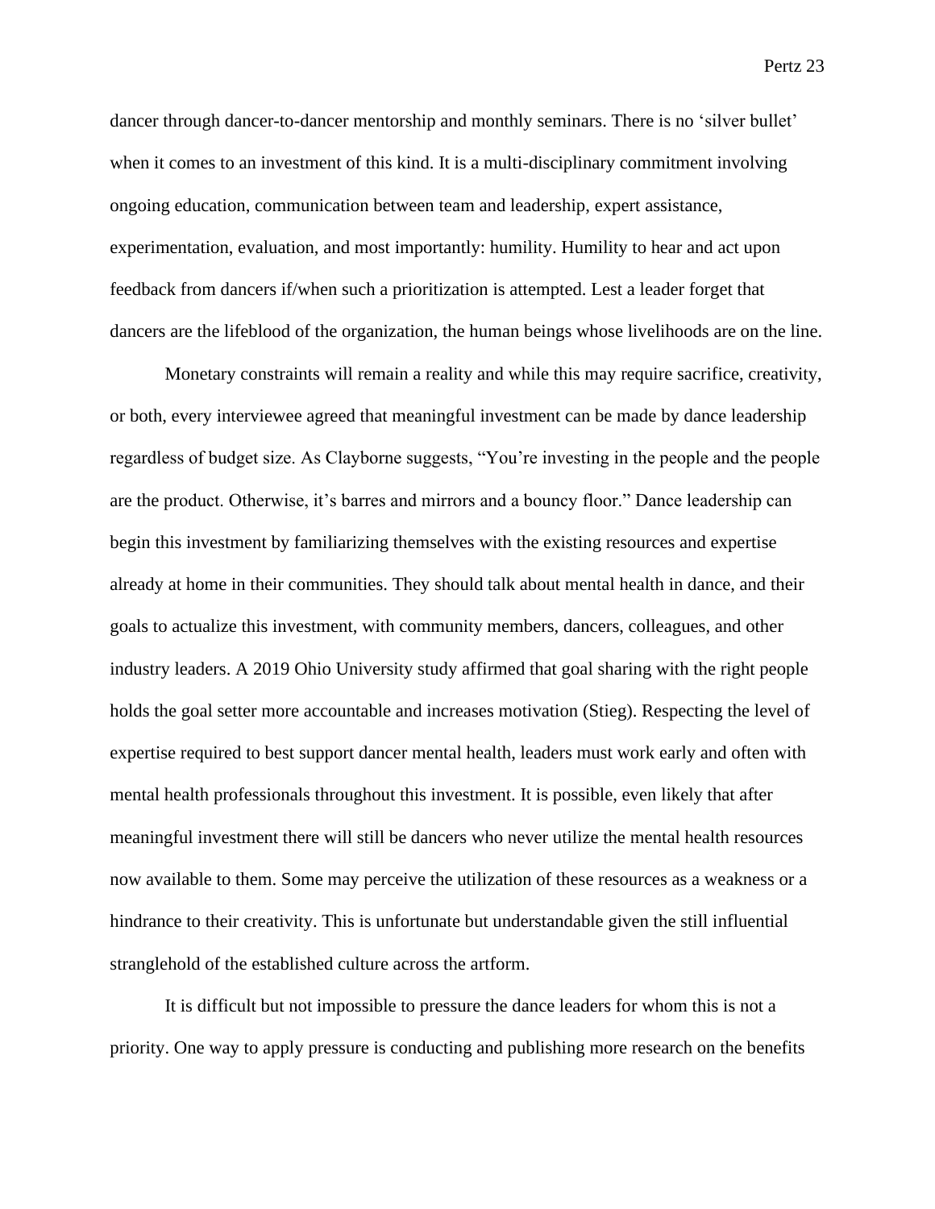dancer through dancer-to-dancer mentorship and monthly seminars. There is no 'silver bullet' when it comes to an investment of this kind. It is a multi-disciplinary commitment involving ongoing education, communication between team and leadership, expert assistance, experimentation, evaluation, and most importantly: humility. Humility to hear and act upon feedback from dancers if/when such a prioritization is attempted. Lest a leader forget that dancers are the lifeblood of the organization, the human beings whose livelihoods are on the line.

Monetary constraints will remain a reality and while this may require sacrifice, creativity, or both, every interviewee agreed that meaningful investment can be made by dance leadership regardless of budget size. As Clayborne suggests, "You're investing in the people and the people are the product. Otherwise, it's barres and mirrors and a bouncy floor." Dance leadership can begin this investment by familiarizing themselves with the existing resources and expertise already at home in their communities. They should talk about mental health in dance, and their goals to actualize this investment, with community members, dancers, colleagues, and other industry leaders. A 2019 Ohio University study affirmed that goal sharing with the right people holds the goal setter more accountable and increases motivation (Stieg). Respecting the level of expertise required to best support dancer mental health, leaders must work early and often with mental health professionals throughout this investment. It is possible, even likely that after meaningful investment there will still be dancers who never utilize the mental health resources now available to them. Some may perceive the utilization of these resources as a weakness or a hindrance to their creativity. This is unfortunate but understandable given the still influential stranglehold of the established culture across the artform.

It is difficult but not impossible to pressure the dance leaders for whom this is not a priority. One way to apply pressure is conducting and publishing more research on the benefits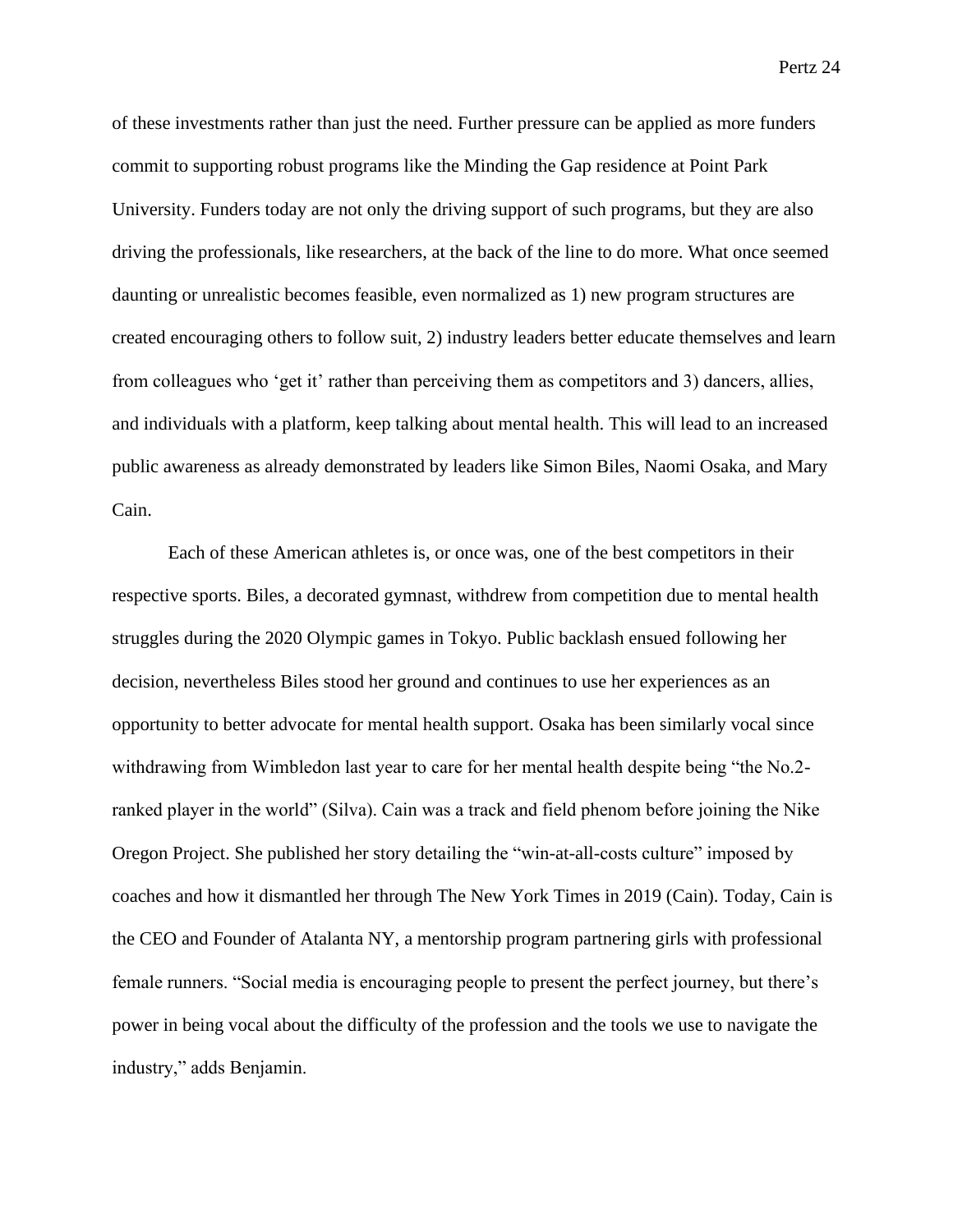of these investments rather than just the need. Further pressure can be applied as more funders commit to supporting robust programs like the Minding the Gap residence at Point Park University. Funders today are not only the driving support of such programs, but they are also driving the professionals, like researchers, at the back of the line to do more. What once seemed daunting or unrealistic becomes feasible, even normalized as 1) new program structures are created encouraging others to follow suit, 2) industry leaders better educate themselves and learn from colleagues who 'get it' rather than perceiving them as competitors and 3) dancers, allies, and individuals with a platform, keep talking about mental health. This will lead to an increased public awareness as already demonstrated by leaders like Simon Biles, Naomi Osaka, and Mary Cain.

Each of these American athletes is, or once was, one of the best competitors in their respective sports. Biles, a decorated gymnast, withdrew from competition due to mental health struggles during the 2020 Olympic games in Tokyo. Public backlash ensued following her decision, nevertheless Biles stood her ground and continues to use her experiences as an opportunity to better advocate for mental health support. Osaka has been similarly vocal since withdrawing from Wimbledon last year to care for her mental health despite being "the No.2-ranked player in the world" (Silva). Cain was a track and field phenom before joining the Nike Oregon Project. She published her story detailing the "win-at-all-costs culture" imposed by coaches and how it dismantled her through The New York Times in 2019 (Cain). Today, Cain is the CEO and Founder of Atalanta NY, a mentorship program partnering girls with professional female runners. "Social media is encouraging people to present the perfect journey, but there's power in being vocal about the difficulty of the profession and the tools we use to navigate the industry," adds Benjamin.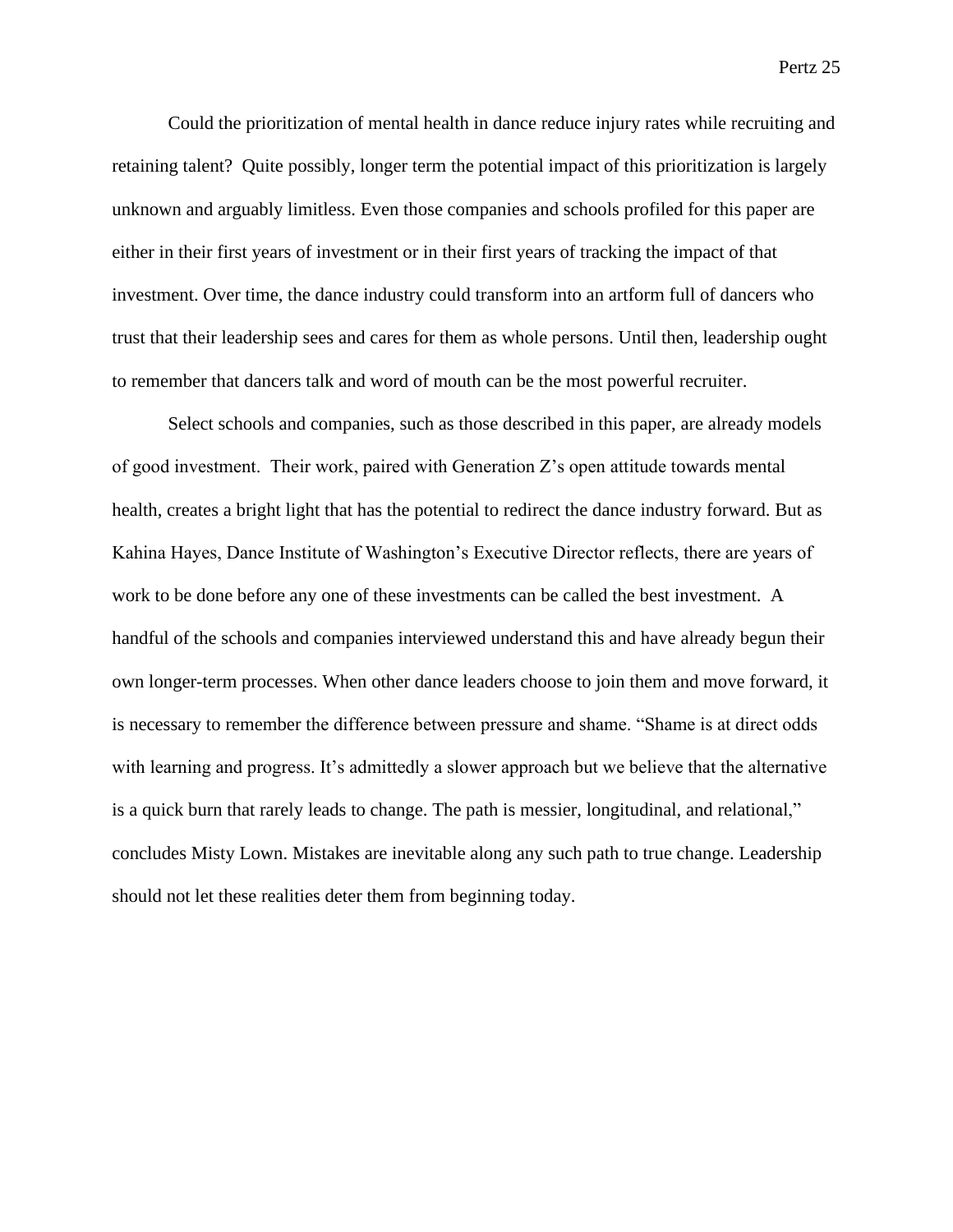Could the prioritization of mental health in dance reduce injury rates while recruiting and retaining talent? Quite possibly, longer term the potential impact of this prioritization is largely unknown and arguably limitless. Even those companies and schools profiled for this paper are either in their first years of investment or in their first years of tracking the impact of that investment. Over time, the dance industry could transform into an artform full of dancers who trust that their leadership sees and cares for them as whole persons. Until then, leadership ought to remember that dancers talk and word of mouth can be the most powerful recruiter.

Select schools and companies, such as those described in this paper, are already models of good investment. Their work, paired with Generation Z's open attitude towards mental health, creates a bright light that has the potential to redirect the dance industry forward. But as Kahina Hayes, Dance Institute of Washington's Executive Director reflects, there are years of work to be done before any one of these investments can be called the best investment. A handful of the schools and companies interviewed understand this and have already begun their own longer-term processes. When other dance leaders choose to join them and move forward, it is necessary to remember the difference between pressure and shame. "Shame is at direct odds with learning and progress. It's admittedly a slower approach but we believe that the alternative is a quick burn that rarely leads to change. The path is messier, longitudinal, and relational," concludes Misty Lown. Mistakes are inevitable along any such path to true change. Leadership should not let these realities deter them from beginning today.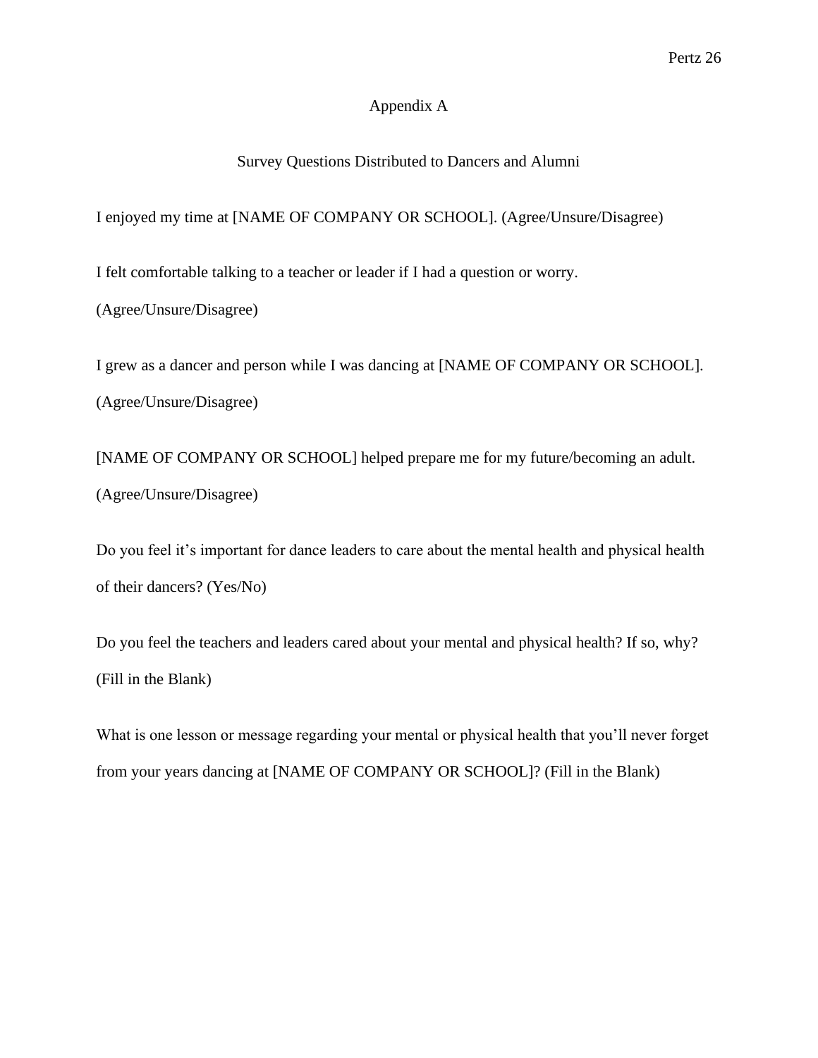# Appendix A

## Survey Questions Distributed to Dancers and Alumni

I enjoyed my time at [NAME OF COMPANY OR SCHOOL]. (Agree/Unsure/Disagree)

I felt comfortable talking to a teacher or leader if I had a question or worry. (Agree/Unsure/Disagree)

I grew as a dancer and person while I was dancing at [NAME OF COMPANY OR SCHOOL]. (Agree/Unsure/Disagree)

[NAME OF COMPANY OR SCHOOL] helped prepare me for my future/becoming an adult. (Agree/Unsure/Disagree)

Do you feel it's important for dance leaders to care about the mental health and physical health of their dancers? (Yes/No)

Do you feel the teachers and leaders cared about your mental and physical health? If so, why? (Fill in the Blank)

What is one lesson or message regarding your mental or physical health that you'll never forget from your years dancing at [NAME OF COMPANY OR SCHOOL]? (Fill in the Blank)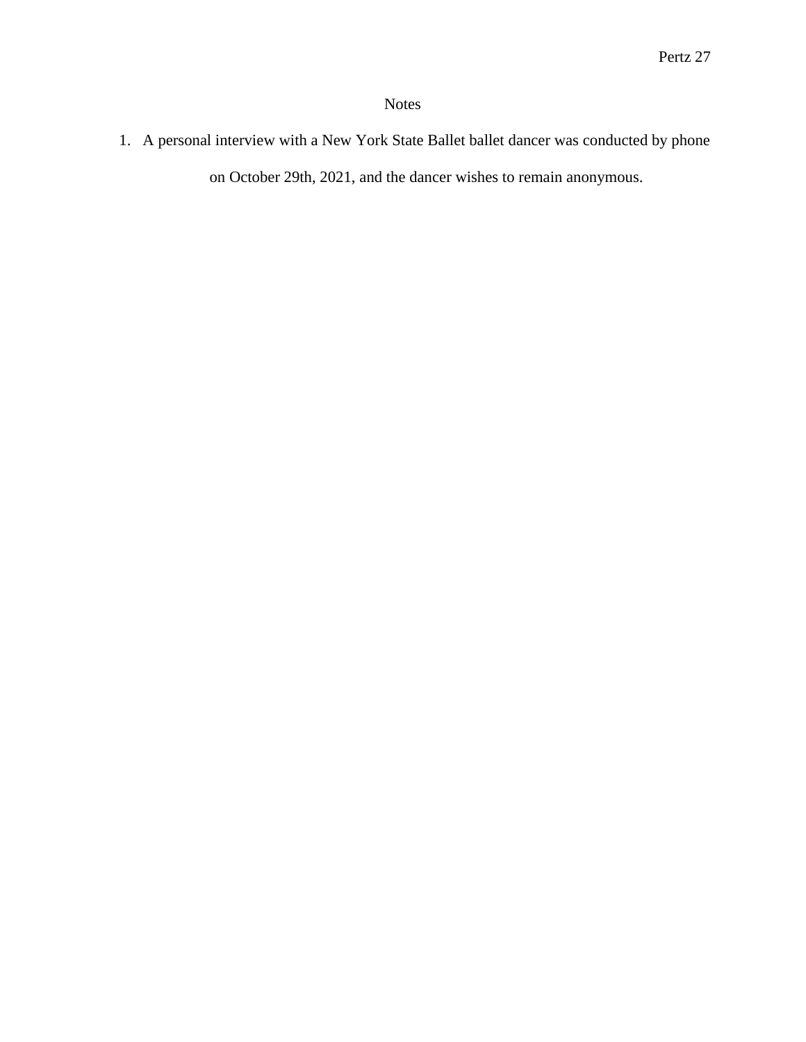# Notes

1. A personal interview with a New York State Ballet ballet dancer was conducted by phone on October 29th, 2021, and the dancer wishes to remain anonymous.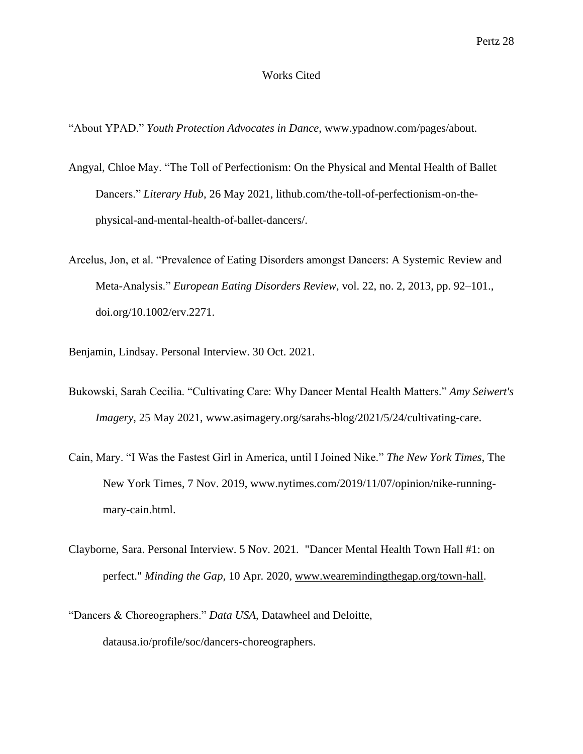# Works Cited

"About YPAD." *Youth Protection Advocates in Dance*, www.ypadnow.com/pages/about.

Angyal, Chloe May. "The Toll of Perfectionism: On the Physical and Mental Health of Ballet Dancers." *Literary Hub*, 26 May 2021, lithub.com/the-toll-of-perfectionism-on-the-physical-and-mental-health-of-ballet-dancers/.

Arcelus, Jon, et al. "Prevalence of Eating Disorders amongst Dancers: A Systemic Review and Meta-Analysis." *European Eating Disorders Review*, vol. 22, no. 2, 2013, pp. 92–101., doi.org/10.1002/erv.2271.

Benjamin, Lindsay. Personal Interview. 30 Oct. 2021.

Bukowski, Sarah Cecilia. "Cultivating Care: Why Dancer Mental Health Matters." *Amy Seiwert's Imagery*, 25 May 2021, www.asimagery.org/sarahs-blog/2021/5/24/cultivating-care.

Cain, Mary. "I Was the Fastest Girl in America, until I Joined Nike." *The New York Times*, The New York Times, 7 Nov. 2019, www.nytimes.com/2019/11/07/opinion/nike-running-mary-cain.html.

Clayborne, Sara. Personal Interview. 5 Nov. 2021. "Dancer Mental Health Town Hall #1: on perfect." *Minding the Gap,* 10 Apr. 2020, www.wearemindingthegap.org/town-hall.

"Dancers & Choreographers." *Data USA*, Datawheel and Deloitte, datausa.io/profile/soc/dancers-choreographers.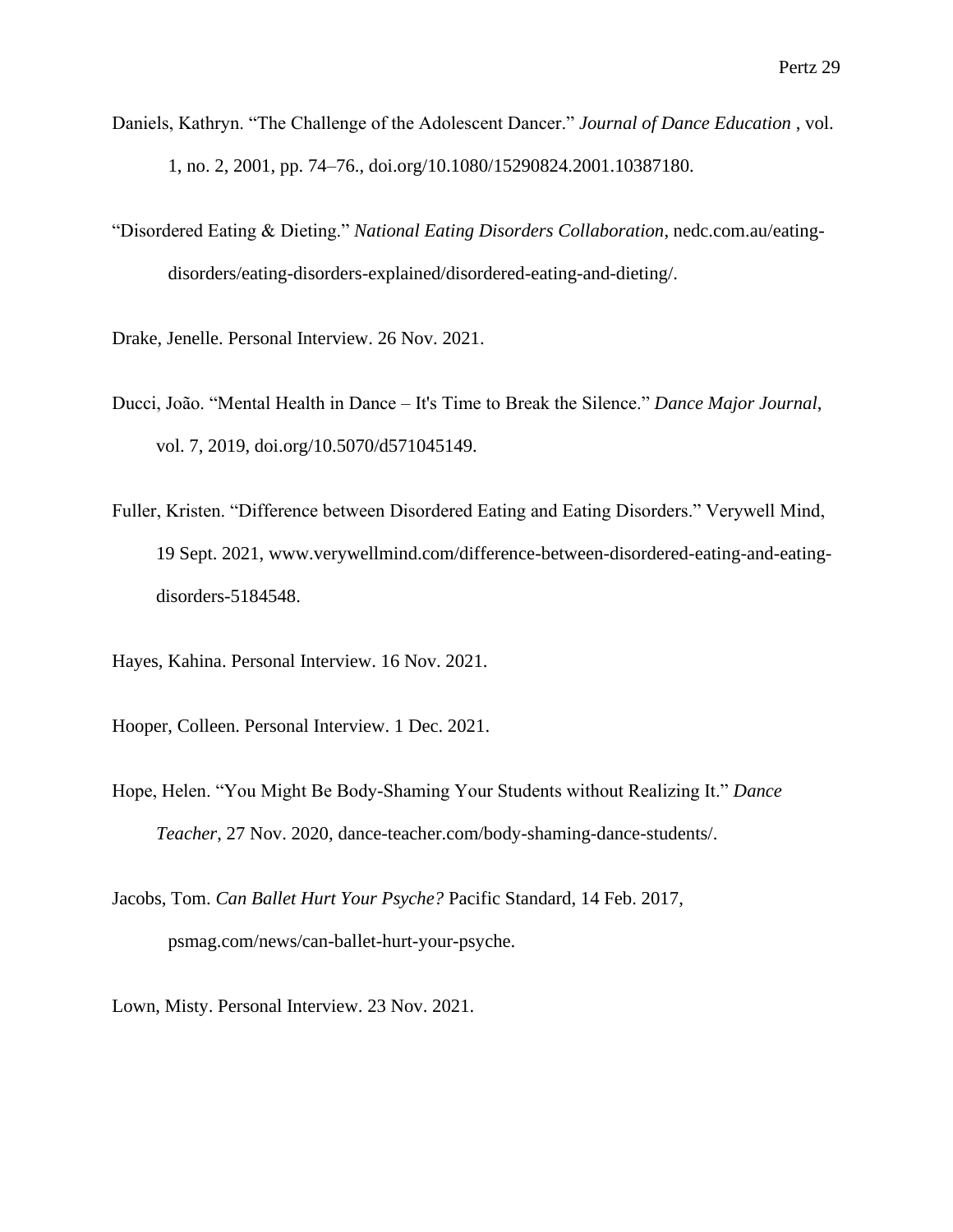Daniels, Kathryn. “The Challenge of the Adolescent Dancer.” *Journal of Dance Education* , vol. 1, no. 2, 2001, pp. 74–76., doi.org/10.1080/15290824.2001.10387180.

“Disordered Eating & Dieting.” *National Eating Disorders Collaboration*, nedc.com.au/eating-disorders/eating-disorders-explained/disordered-eating-and-dieting/.

Drake, Jenelle. Personal Interview. 26 Nov. 2021.

Ducci, João. “Mental Health in Dance – It's Time to Break the Silence.” *Dance Major Journal*, vol. 7, 2019, doi.org/10.5070/d571045149.

Fuller, Kristen. “Difference between Disordered Eating and Eating Disorders.” Verywell Mind, 19 Sept. 2021, www.verywellmind.com/difference-between-disordered-eating-and-eating-disorders-5184548.

Hayes, Kahina. Personal Interview. 16 Nov. 2021.

Hooper, Colleen. Personal Interview. 1 Dec. 2021.

Hope, Helen. “You Might Be Body-Shaming Your Students without Realizing It.” *Dance Teacher*, 27 Nov. 2020, dance-teacher.com/body-shaming-dance-students/.

Jacobs, Tom. *Can Ballet Hurt Your Psyche?* Pacific Standard, 14 Feb. 2017, psmag.com/news/can-ballet-hurt-your-psyche.

Lown, Misty. Personal Interview. 23 Nov. 2021.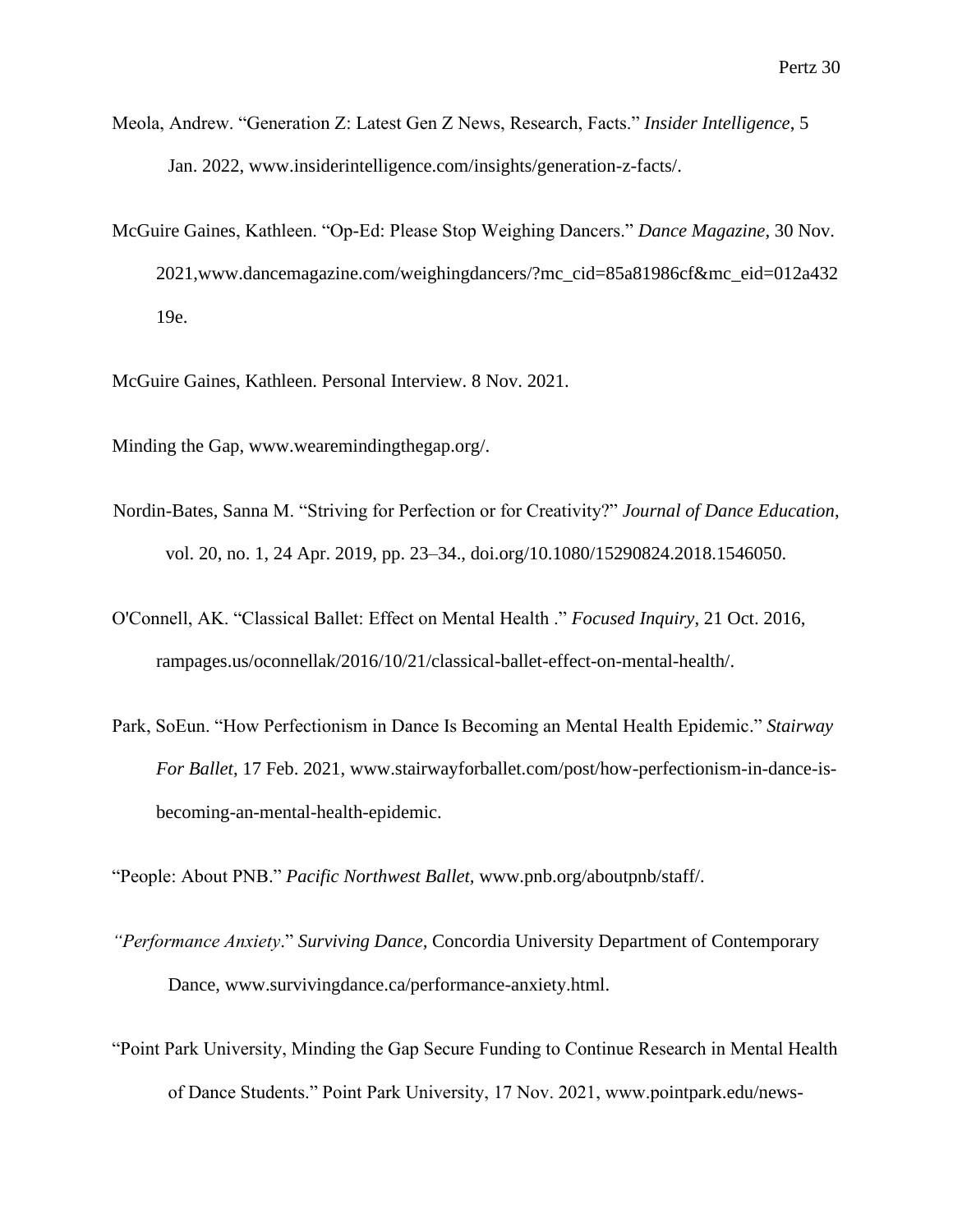Meola, Andrew. “Generation Z: Latest Gen Z News, Research, Facts.” *Insider Intelligence*, 5 Jan. 2022, www.insiderintelligence.com/insights/generation-z-facts/.

McGuire Gaines, Kathleen. “Op-Ed: Please Stop Weighing Dancers.” *Dance Magazine*, 30 Nov. 2021,www.dancemagazine.com/weighingdancers/?mc_cid=85a81986cf&mc_eid=012a43219e.

McGuire Gaines, Kathleen. Personal Interview. 8 Nov. 2021.

Minding the Gap, www.wearemindingthegap.org/.

Nordin-Bates, Sanna M. “Striving for Perfection or for Creativity?” *Journal of Dance Education*, vol. 20, no. 1, 24 Apr. 2019, pp. 23–34., doi.org/10.1080/15290824.2018.1546050.

O'Connell, AK. “Classical Ballet: Effect on Mental Health .” *Focused Inquiry*, 21 Oct. 2016, rampages.us/oconnellak/2016/10/21/classical-ballet-effect-on-mental-health/.

Park, SoEun. “How Perfectionism in Dance Is Becoming an Mental Health Epidemic.” *Stairway For Ballet*, 17 Feb. 2021, www.stairwayforballet.com/post/how-perfectionism-in-dance-is-becoming-an-mental-health-epidemic.

“People: About PNB.” *Pacific Northwest Ballet,* www.pnb.org/aboutpnb/staff/.

*“Performance Anxiety*.” *Surviving Dance,* Concordia University Department of Contemporary Dance, www.survivingdance.ca/performance-anxiety.html.

“Point Park University, Minding the Gap Secure Funding to Continue Research in Mental Health of Dance Students.” Point Park University, 17 Nov. 2021, www.pointpark.edu/news-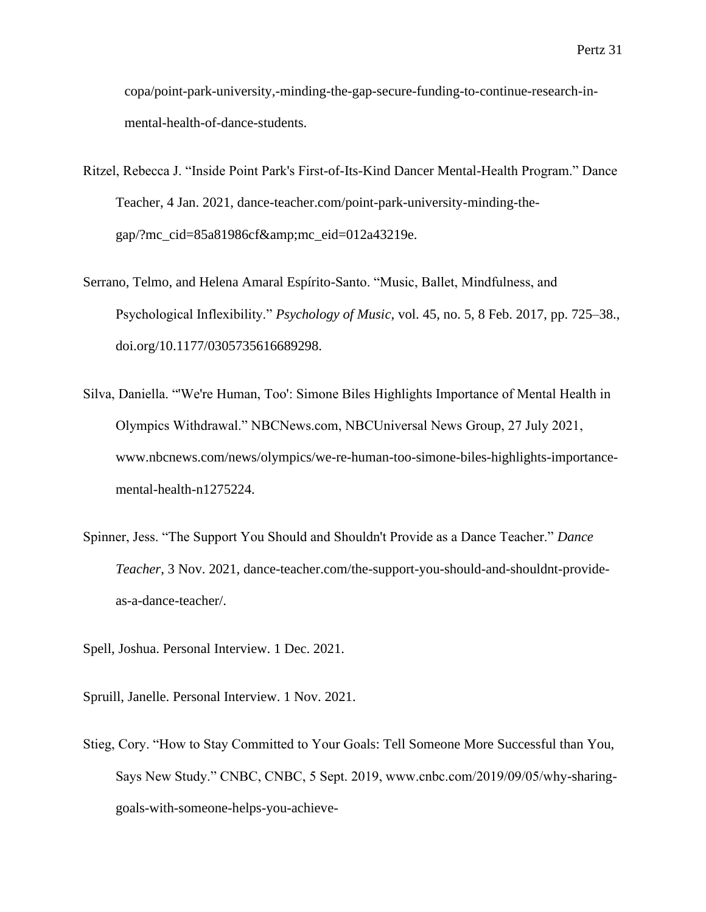copa/point-park-university,-minding-the-gap-secure-funding-to-continue-research-in-mental-health-of-dance-students.

Ritzel, Rebecca J. "Inside Point Park's First-of-Its-Kind Dancer Mental-Health Program." Dance Teacher, 4 Jan. 2021, dance-teacher.com/point-park-university-minding-the-gap/?mc_cid=85a81986cf&amp;mc_eid=012a43219e.

Serrano, Telmo, and Helena Amaral Espírito-Santo. "Music, Ballet, Mindfulness, and Psychological Inflexibility." *Psychology of Music*, vol. 45, no. 5, 8 Feb. 2017, pp. 725–38., doi.org/10.1177/0305735616689298.

Silva, Daniella. "'We're Human, Too': Simone Biles Highlights Importance of Mental Health in Olympics Withdrawal." NBCNews.com, NBCUniversal News Group, 27 July 2021, www.nbcnews.com/news/olympics/we-re-human-too-simone-biles-highlights-importance-mental-health-n1275224.

Spinner, Jess. "The Support You Should and Shouldn't Provide as a Dance Teacher." *Dance Teacher*, 3 Nov. 2021, dance-teacher.com/the-support-you-should-and-shouldnt-provide-as-a-dance-teacher/.

Spell, Joshua. Personal Interview. 1 Dec. 2021.

Spruill, Janelle. Personal Interview. 1 Nov. 2021.

Stieg, Cory. "How to Stay Committed to Your Goals: Tell Someone More Successful than You, Says New Study." CNBC, CNBC, 5 Sept. 2019, www.cnbc.com/2019/09/05/why-sharing-goals-with-someone-helps-you-achieve-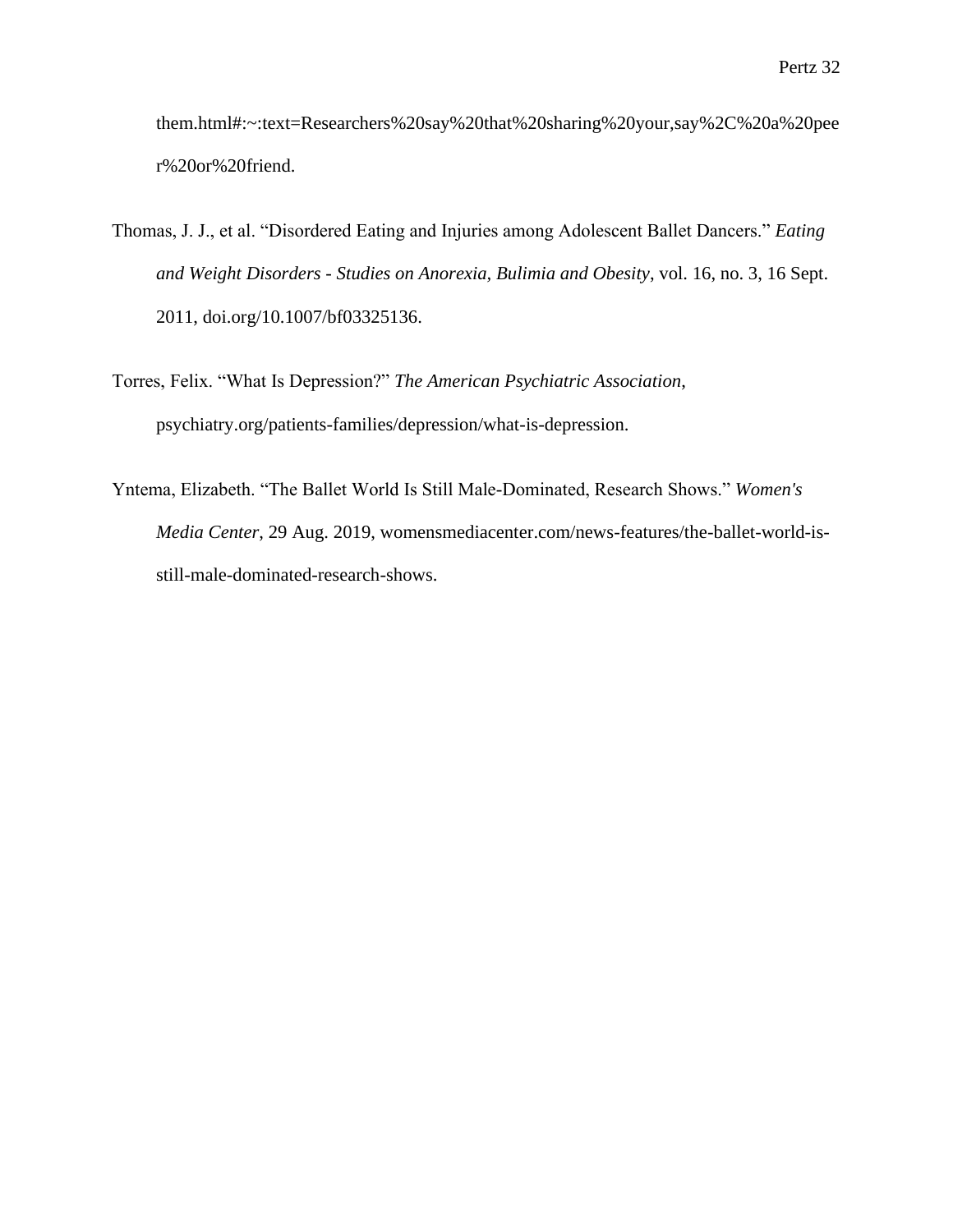them.html#:~:text=Researchers%20say%20that%20sharing%20your,say%2C%20a%20peer%20or%20friend.

Thomas, J. J., et al. "Disordered Eating and Injuries among Adolescent Ballet Dancers." *Eating and Weight Disorders - Studies on Anorexia, Bulimia and Obesity*, vol. 16, no. 3, 16 Sept. 2011, doi.org/10.1007/bf03325136.

Torres, Felix. "What Is Depression?" *The American Psychiatric Association*, psychiatry.org/patients-families/depression/what-is-depression.

Yntema, Elizabeth. "The Ballet World Is Still Male-Dominated, Research Shows." *Women's Media Center*, 29 Aug. 2019, womensmediacenter.com/news-features/the-ballet-world-is-still-male-dominated-research-shows.